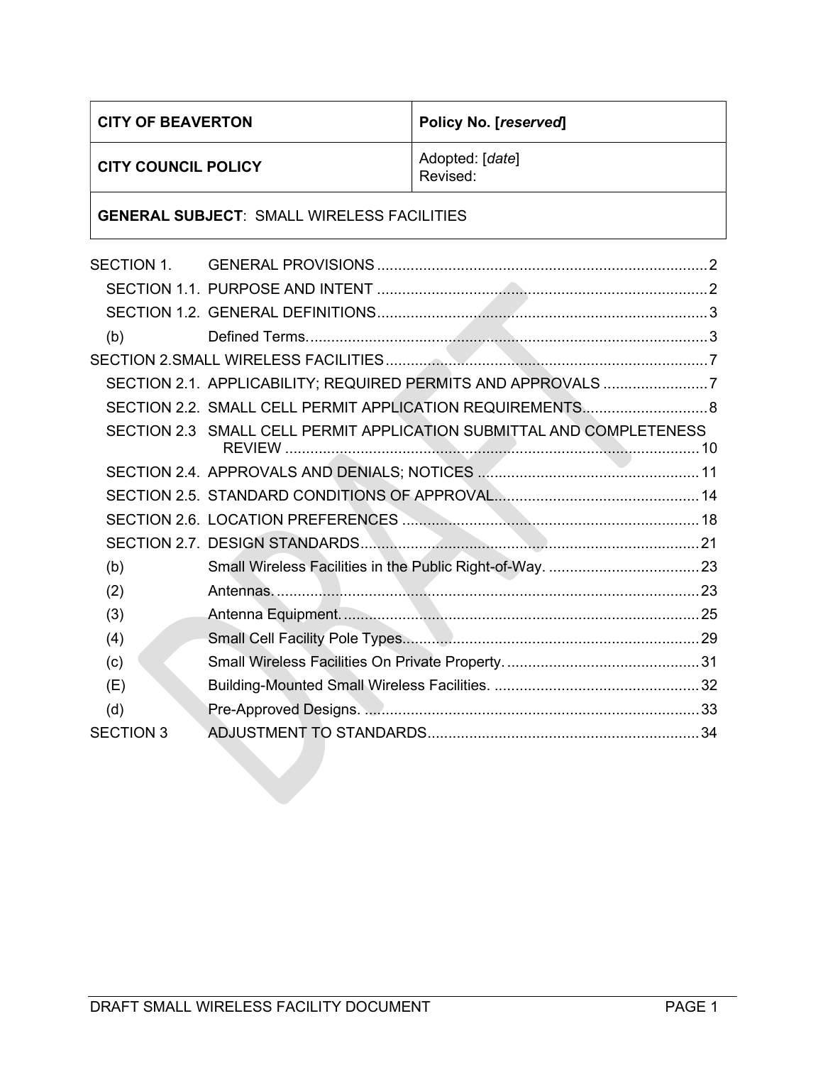| CITY OF BEAVERTON | Policy No. [*reserved*] |
|---|---|
| **CITY COUNCIL POLICY** | Adopted: [*date*]<br>Revised: |
| **GENERAL SUBJECT**: SMALL WIRELESS FACILITIES | |

SECTION 1. GENERAL PROVISIONS ............................................................................... 2

- SECTION 1.1. PURPOSE AND INTENT ............................................................................... 2
- SECTION 1.2. GENERAL DEFINITIONS ............................................................................... 3
- (b) Defined Terms. ............................................................................... 3

SECTION 2. SMALL WIRELESS FACILITIES ............................................................................... 7

- SECTION 2.1. APPLICABILITY; REQUIRED PERMITS AND APPROVALS ......................... 7
- SECTION 2.2. SMALL CELL PERMIT APPLICATION REQUIREMENTS .............................. 8
- SECTION 2.3 SMALL CELL PERMIT APPLICATION SUBMITTAL AND COMPLETENESS REVIEW ............................................................................... 10
- SECTION 2.4. APPROVALS AND DENIALS; NOTICES ..................................................... 11
- SECTION 2.5. STANDARD CONDITIONS OF APPROVAL ................................................. 14
- SECTION 2.6. LOCATION PREFERENCES ....................................................................... 18
- SECTION 2.7. DESIGN STANDARDS ............................................................................... 21
- (b) Small Wireless Facilities in the Public Right-of-Way. .................................... 23
- (2) Antennas. ............................................................................... 23
- (3) Antenna Equipment. ............................................................................... 25
- (4) Small Cell Facility Pole Types. ............................................................................... 29
- (c) Small Wireless Facilities On Private Property. .............................................. 31
- (E) Building-Mounted Small Wireless Facilities. ................................................. 32
- (d) Pre-Approved Designs. ............................................................................... 33

SECTION 3 ADJUSTMENT TO STANDARDS ............................................................................... 34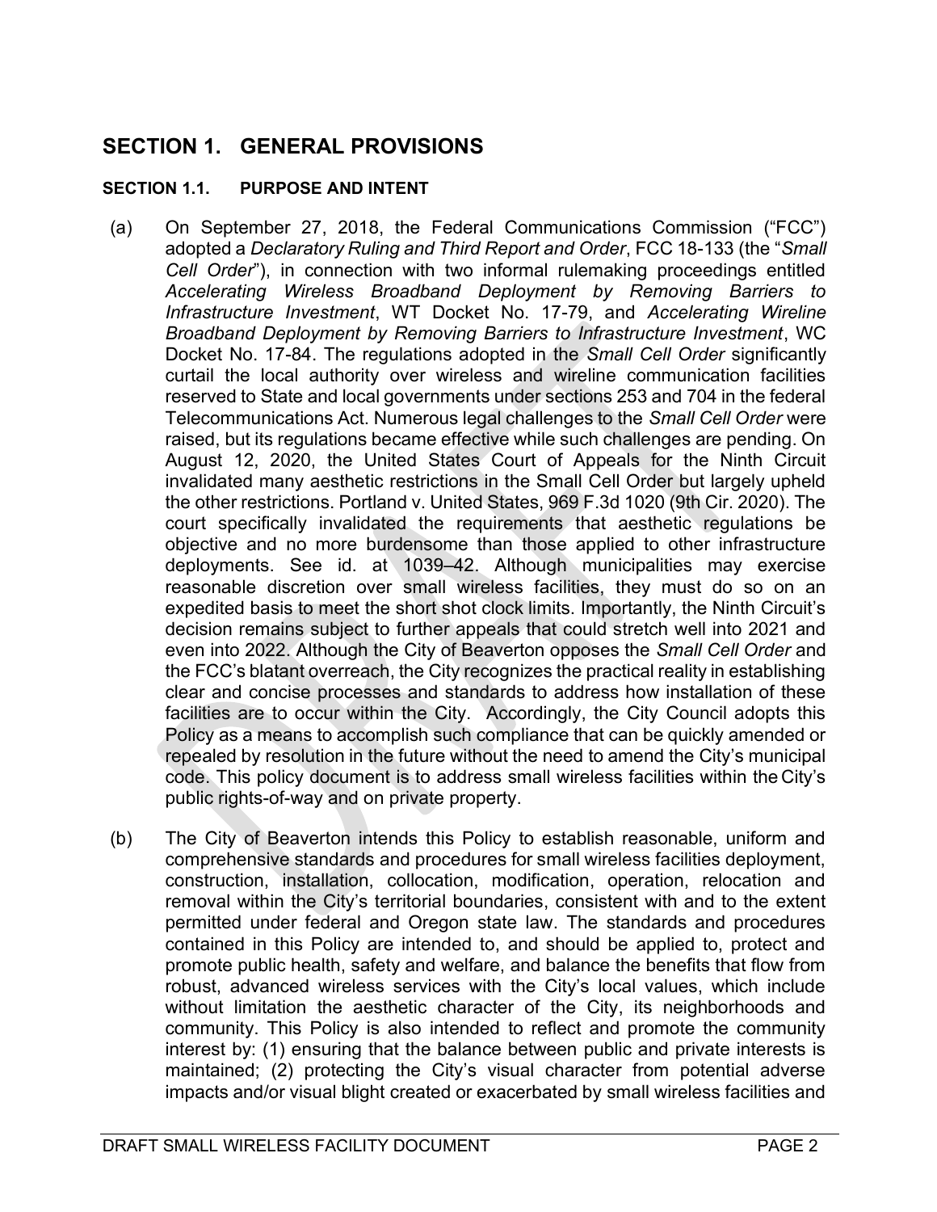# SECTION 1. GENERAL PROVISIONS

## SECTION 1.1. PURPOSE AND INTENT

(a) On September 27, 2018, the Federal Communications Commission ("FCC") adopted a *Declaratory Ruling and Third Report and Order*, FCC 18-133 (the "*Small Cell Order*"), in connection with two informal rulemaking proceedings entitled *Accelerating Wireless Broadband Deployment by Removing Barriers to Infrastructure Investment*, WT Docket No. 17-79, and *Accelerating Wireline Broadband Deployment by Removing Barriers to Infrastructure Investment*, WC Docket No. 17-84. The regulations adopted in the *Small Cell Order* significantly curtail the local authority over wireless and wireline communication facilities reserved to State and local governments under sections 253 and 704 in the federal Telecommunications Act. Numerous legal challenges to the *Small Cell Order* were raised, but its regulations became effective while such challenges are pending. On August 12, 2020, the United States Court of Appeals for the Ninth Circuit invalidated many aesthetic restrictions in the Small Cell Order but largely upheld the other restrictions. Portland v. United States, 969 F.3d 1020 (9th Cir. 2020). The court specifically invalidated the requirements that aesthetic regulations be objective and no more burdensome than those applied to other infrastructure deployments. See id. at 1039–42. Although municipalities may exercise reasonable discretion over small wireless facilities, they must do so on an expedited basis to meet the short shot clock limits. Importantly, the Ninth Circuit's decision remains subject to further appeals that could stretch well into 2021 and even into 2022. Although the City of Beaverton opposes the *Small Cell Order* and the FCC's blatant overreach, the City recognizes the practical reality in establishing clear and concise processes and standards to address how installation of these facilities are to occur within the City. Accordingly, the City Council adopts this Policy as a means to accomplish such compliance that can be quickly amended or repealed by resolution in the future without the need to amend the City's municipal code. This policy document is to address small wireless facilities within the City's public rights-of-way and on private property.

(b) The City of Beaverton intends this Policy to establish reasonable, uniform and comprehensive standards and procedures for small wireless facilities deployment, construction, installation, collocation, modification, operation, relocation and removal within the City's territorial boundaries, consistent with and to the extent permitted under federal and Oregon state law. The standards and procedures contained in this Policy are intended to, and should be applied to, protect and promote public health, safety and welfare, and balance the benefits that flow from robust, advanced wireless services with the City's local values, which include without limitation the aesthetic character of the City, its neighborhoods and community. This Policy is also intended to reflect and promote the community interest by: (1) ensuring that the balance between public and private interests is maintained; (2) protecting the City's visual character from potential adverse impacts and/or visual blight created or exacerbated by small wireless facilities and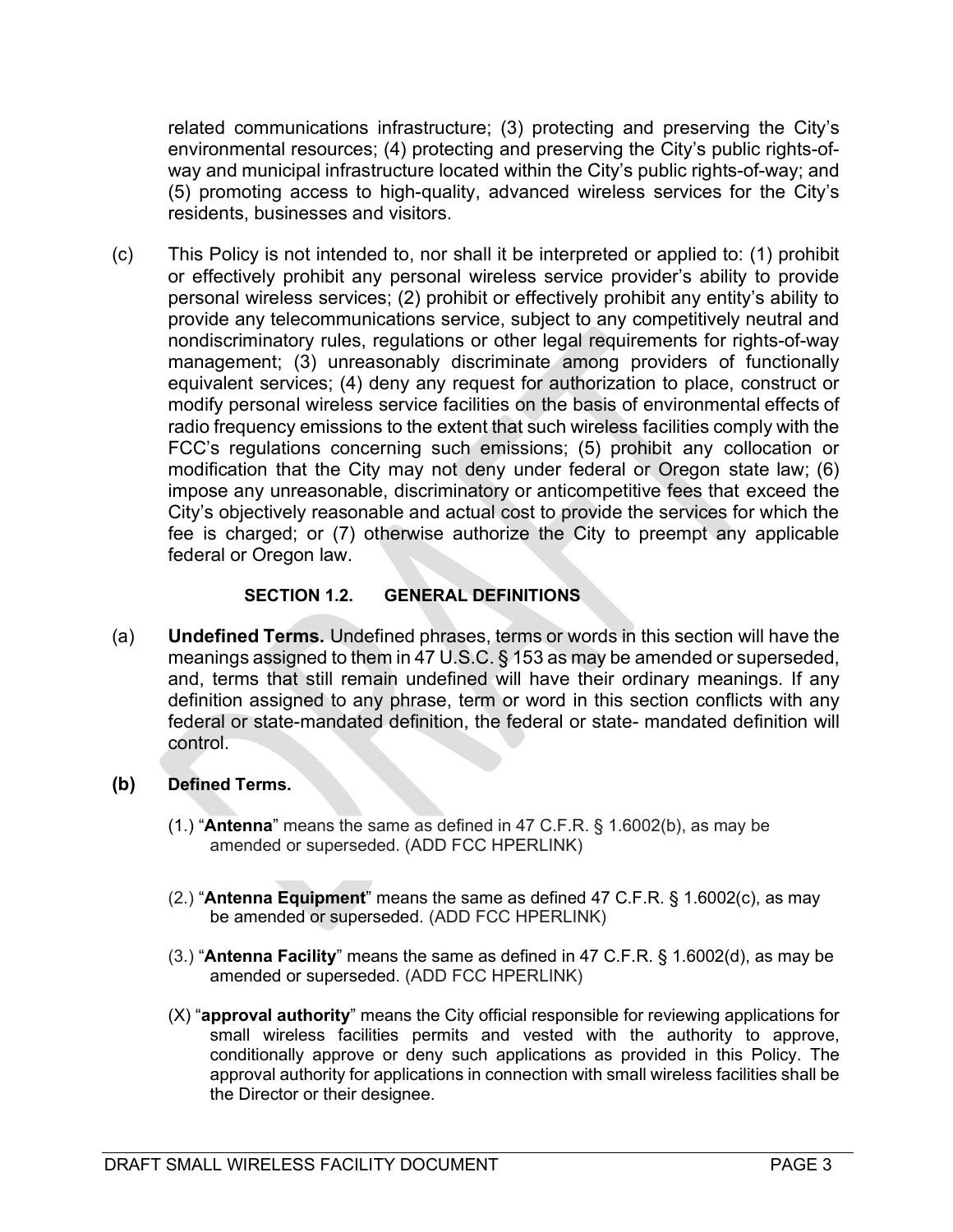related communications infrastructure; (3) protecting and preserving the City's environmental resources; (4) protecting and preserving the City's public rights-of-way and municipal infrastructure located within the City's public rights-of-way; and (5) promoting access to high-quality, advanced wireless services for the City's residents, businesses and visitors.

(c) This Policy is not intended to, nor shall it be interpreted or applied to: (1) prohibit or effectively prohibit any personal wireless service provider's ability to provide personal wireless services; (2) prohibit or effectively prohibit any entity's ability to provide any telecommunications service, subject to any competitively neutral and nondiscriminatory rules, regulations or other legal requirements for rights-of-way management; (3) unreasonably discriminate among providers of functionally equivalent services; (4) deny any request for authorization to place, construct or modify personal wireless service facilities on the basis of environmental effects of radio frequency emissions to the extent that such wireless facilities comply with the FCC's regulations concerning such emissions; (5) prohibit any collocation or modification that the City may not deny under federal or Oregon state law; (6) impose any unreasonable, discriminatory or anticompetitive fees that exceed the City's objectively reasonable and actual cost to provide the services for which the fee is charged; or (7) otherwise authorize the City to preempt any applicable federal or Oregon law.

## SECTION 1.2. GENERAL DEFINITIONS

(a) **Undefined Terms.** Undefined phrases, terms or words in this section will have the meanings assigned to them in 47 U.S.C. § 153 as may be amended or superseded, and, terms that still remain undefined will have their ordinary meanings. If any definition assigned to any phrase, term or word in this section conflicts with any federal or state-mandated definition, the federal or state- mandated definition will control.

**(b) Defined Terms.**

(1.) "**Antenna**" means the same as defined in 47 C.F.R. § 1.6002(b), as may be amended or superseded. (ADD FCC HPERLINK)

(2.) "**Antenna Equipment**" means the same as defined 47 C.F.R. § 1.6002(c), as may be amended or superseded. (ADD FCC HPERLINK)

(3.) "**Antenna Facility**" means the same as defined in 47 C.F.R. § 1.6002(d), as may be amended or superseded. (ADD FCC HPERLINK)

(X) "**approval authority**" means the City official responsible for reviewing applications for small wireless facilities permits and vested with the authority to approve, conditionally approve or deny such applications as provided in this Policy. The approval authority for applications in connection with small wireless facilities shall be the Director or their designee.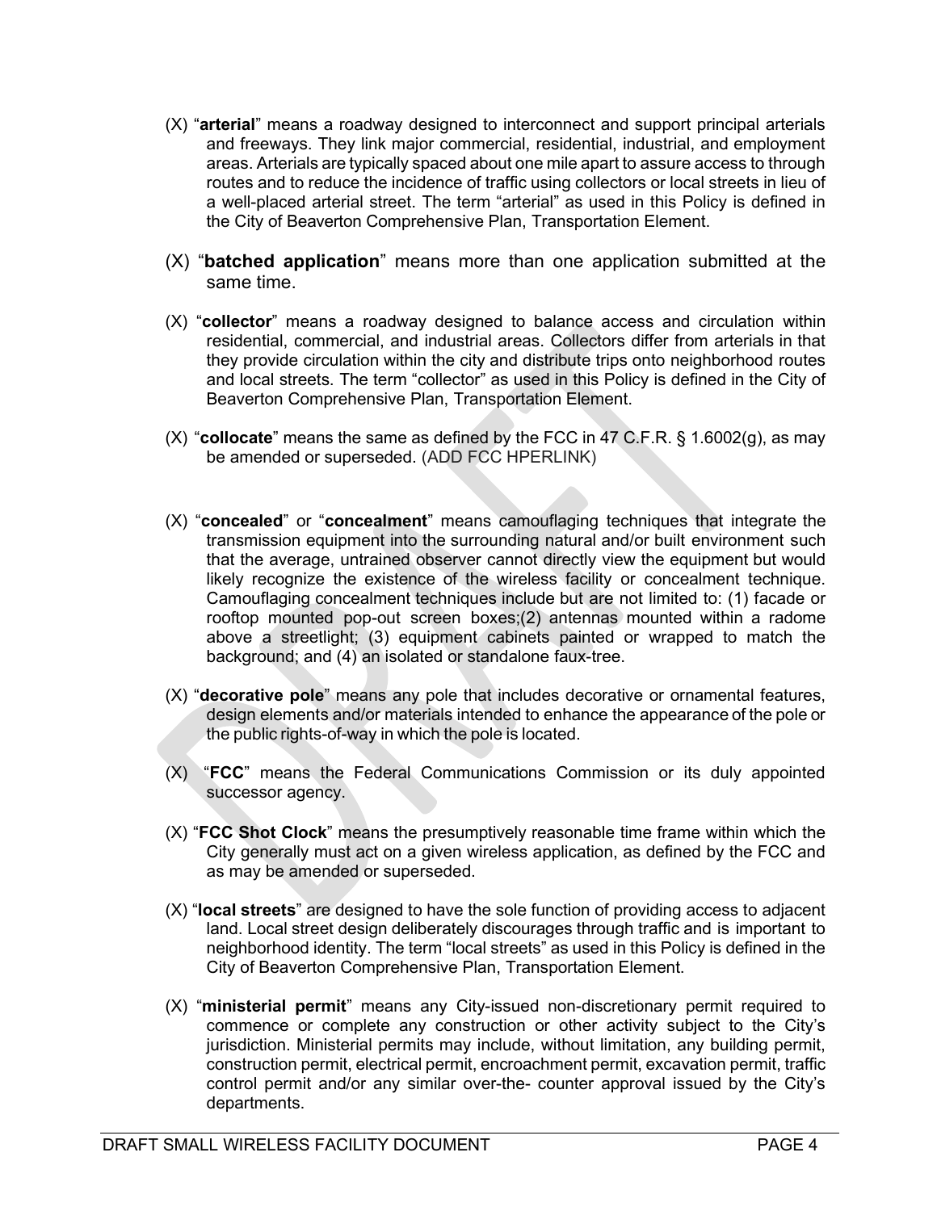(X) "**arterial**" means a roadway designed to interconnect and support principal arterials and freeways. They link major commercial, residential, industrial, and employment areas. Arterials are typically spaced about one mile apart to assure access to through routes and to reduce the incidence of traffic using collectors or local streets in lieu of a well-placed arterial street. The term "arterial" as used in this Policy is defined in the City of Beaverton Comprehensive Plan, Transportation Element.

(X) "**batched application**" means more than one application submitted at the same time.

(X) "**collector**" means a roadway designed to balance access and circulation within residential, commercial, and industrial areas. Collectors differ from arterials in that they provide circulation within the city and distribute trips onto neighborhood routes and local streets. The term "collector" as used in this Policy is defined in the City of Beaverton Comprehensive Plan, Transportation Element.

(X) "**collocate**" means the same as defined by the FCC in 47 C.F.R. § 1.6002(g), as may be amended or superseded. (ADD FCC HPERLINK)

(X) "**concealed**" or "**concealment**" means camouflaging techniques that integrate the transmission equipment into the surrounding natural and/or built environment such that the average, untrained observer cannot directly view the equipment but would likely recognize the existence of the wireless facility or concealment technique. Camouflaging concealment techniques include but are not limited to: (1) facade or rooftop mounted pop-out screen boxes;(2) antennas mounted within a radome above a streetlight; (3) equipment cabinets painted or wrapped to match the background; and (4) an isolated or standalone faux-tree.

(X) "**decorative pole**" means any pole that includes decorative or ornamental features, design elements and/or materials intended to enhance the appearance of the pole or the public rights-of-way in which the pole is located.

(X) "**FCC**" means the Federal Communications Commission or its duly appointed successor agency.

(X) "**FCC Shot Clock**" means the presumptively reasonable time frame within which the City generally must act on a given wireless application, as defined by the FCC and as may be amended or superseded.

(X) "**local streets**" are designed to have the sole function of providing access to adjacent land. Local street design deliberately discourages through traffic and is important to neighborhood identity. The term "local streets" as used in this Policy is defined in the City of Beaverton Comprehensive Plan, Transportation Element.

(X) "**ministerial permit**" means any City-issued non-discretionary permit required to commence or complete any construction or other activity subject to the City's jurisdiction. Ministerial permits may include, without limitation, any building permit, construction permit, electrical permit, encroachment permit, excavation permit, traffic control permit and/or any similar over-the- counter approval issued by the City's departments.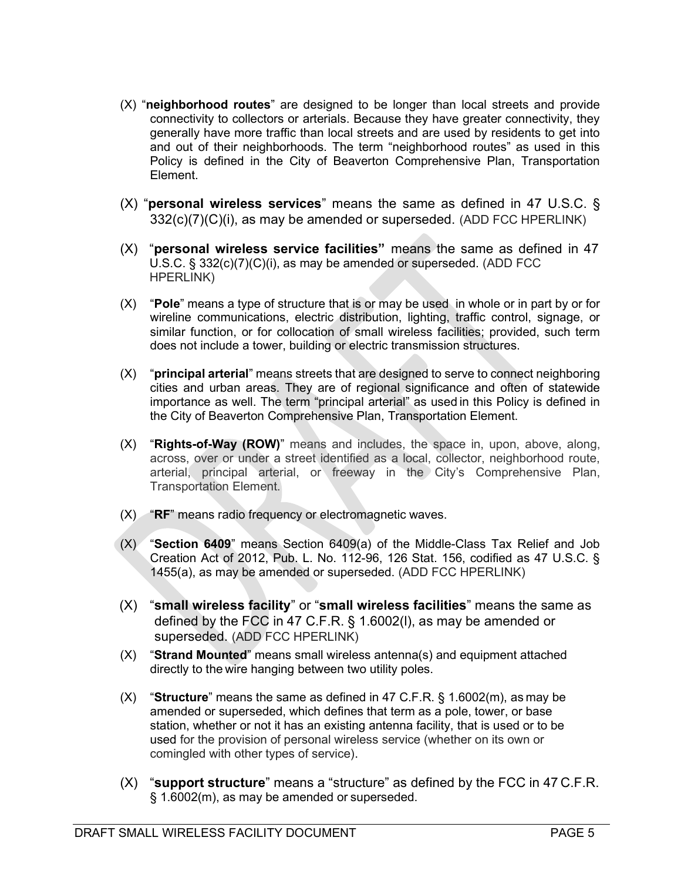(X) "**neighborhood routes**" are designed to be longer than local streets and provide connectivity to collectors or arterials. Because they have greater connectivity, they generally have more traffic than local streets and are used by residents to get into and out of their neighborhoods. The term "neighborhood routes" as used in this Policy is defined in the City of Beaverton Comprehensive Plan, Transportation Element.

(X) "**personal wireless services**" means the same as defined in 47 U.S.C. § 332(c)(7)(C)(i), as may be amended or superseded. (ADD FCC HPERLINK)

(X) "**personal wireless service facilities"** means the same as defined in 47 U.S.C. § 332(c)(7)(C)(i), as may be amended or superseded. (ADD FCC HPERLINK)

(X) "**Pole**" means a type of structure that is or may be used in whole or in part by or for wireline communications, electric distribution, lighting, traffic control, signage, or similar function, or for collocation of small wireless facilities; provided, such term does not include a tower, building or electric transmission structures.

(X) "**principal arterial**" means streets that are designed to serve to connect neighboring cities and urban areas. They are of regional significance and often of statewide importance as well. The term "principal arterial" as used in this Policy is defined in the City of Beaverton Comprehensive Plan, Transportation Element.

(X) "**Rights-of-Way (ROW)**" means and includes, the space in, upon, above, along, across, over or under a street identified as a local, collector, neighborhood route, arterial, principal arterial, or freeway in the City's Comprehensive Plan, Transportation Element.

(X) "**RF**" means radio frequency or electromagnetic waves.

(X) "**Section 6409**" means Section 6409(a) of the Middle-Class Tax Relief and Job Creation Act of 2012, Pub. L. No. 112-96, 126 Stat. 156, codified as 47 U.S.C. § 1455(a), as may be amended or superseded. (ADD FCC HPERLINK)

(X) "**small wireless facility**" or "**small wireless facilities**" means the same as defined by the FCC in 47 C.F.R. § 1.6002(l), as may be amended or superseded. (ADD FCC HPERLINK)

(X) "**Strand Mounted**" means small wireless antenna(s) and equipment attached directly to the wire hanging between two utility poles.

(X) "**Structure**" means the same as defined in 47 C.F.R. § 1.6002(m), as may be amended or superseded, which defines that term as a pole, tower, or base station, whether or not it has an existing antenna facility, that is used or to be used for the provision of personal wireless service (whether on its own or comingled with other types of service).

(X) "**support structure**" means a "structure" as defined by the FCC in 47 C.F.R. § 1.6002(m), as may be amended or superseded.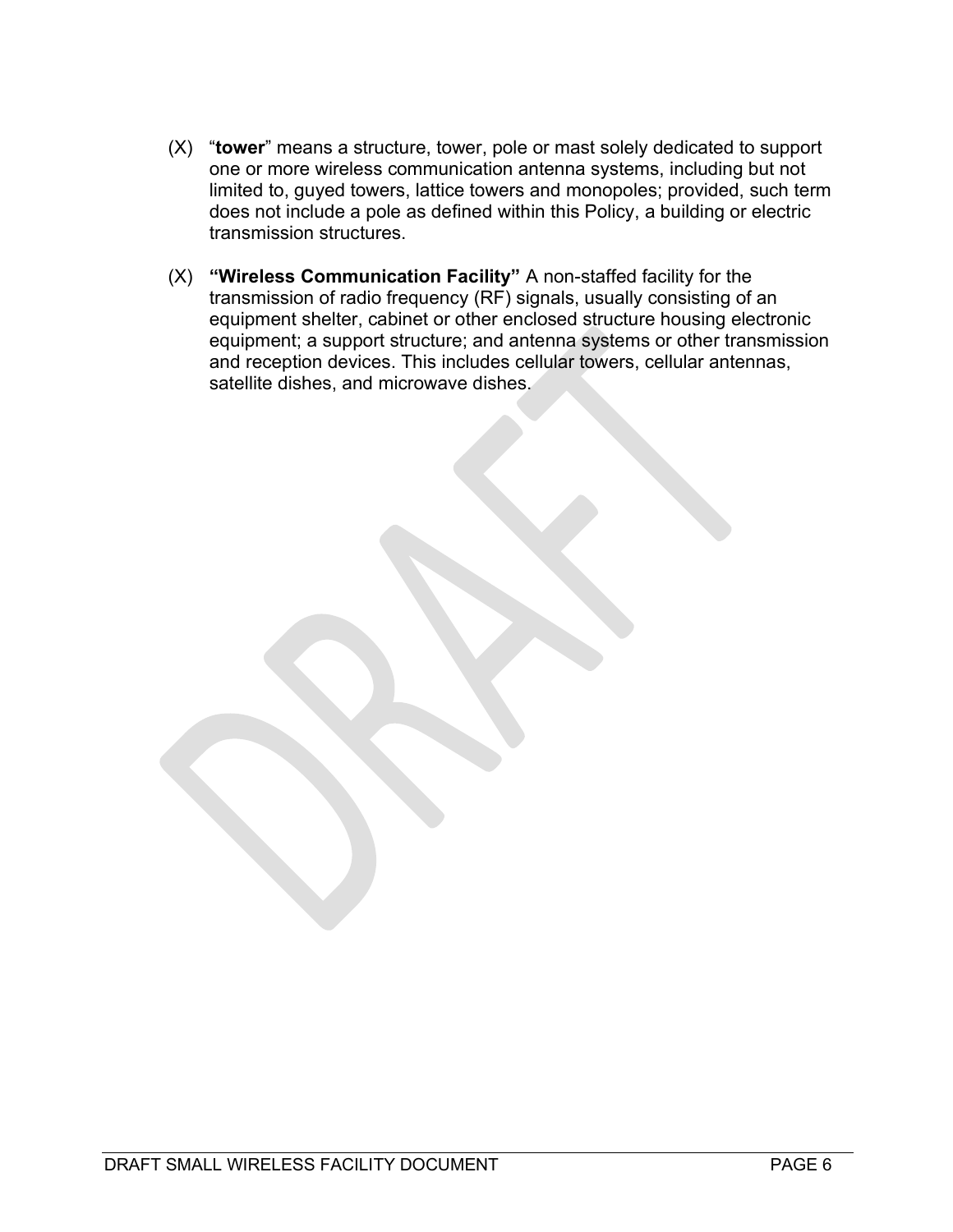(X) “**tower**” means a structure, tower, pole or mast solely dedicated to support one or more wireless communication antenna systems, including but not limited to, guyed towers, lattice towers and monopoles; provided, such term does not include a pole as defined within this Policy, a building or electric transmission structures.

(X) **“Wireless Communication Facility”** A non-staffed facility for the transmission of radio frequency (RF) signals, usually consisting of an equipment shelter, cabinet or other enclosed structure housing electronic equipment; a support structure; and antenna systems or other transmission and reception devices. This includes cellular towers, cellular antennas, satellite dishes, and microwave dishes.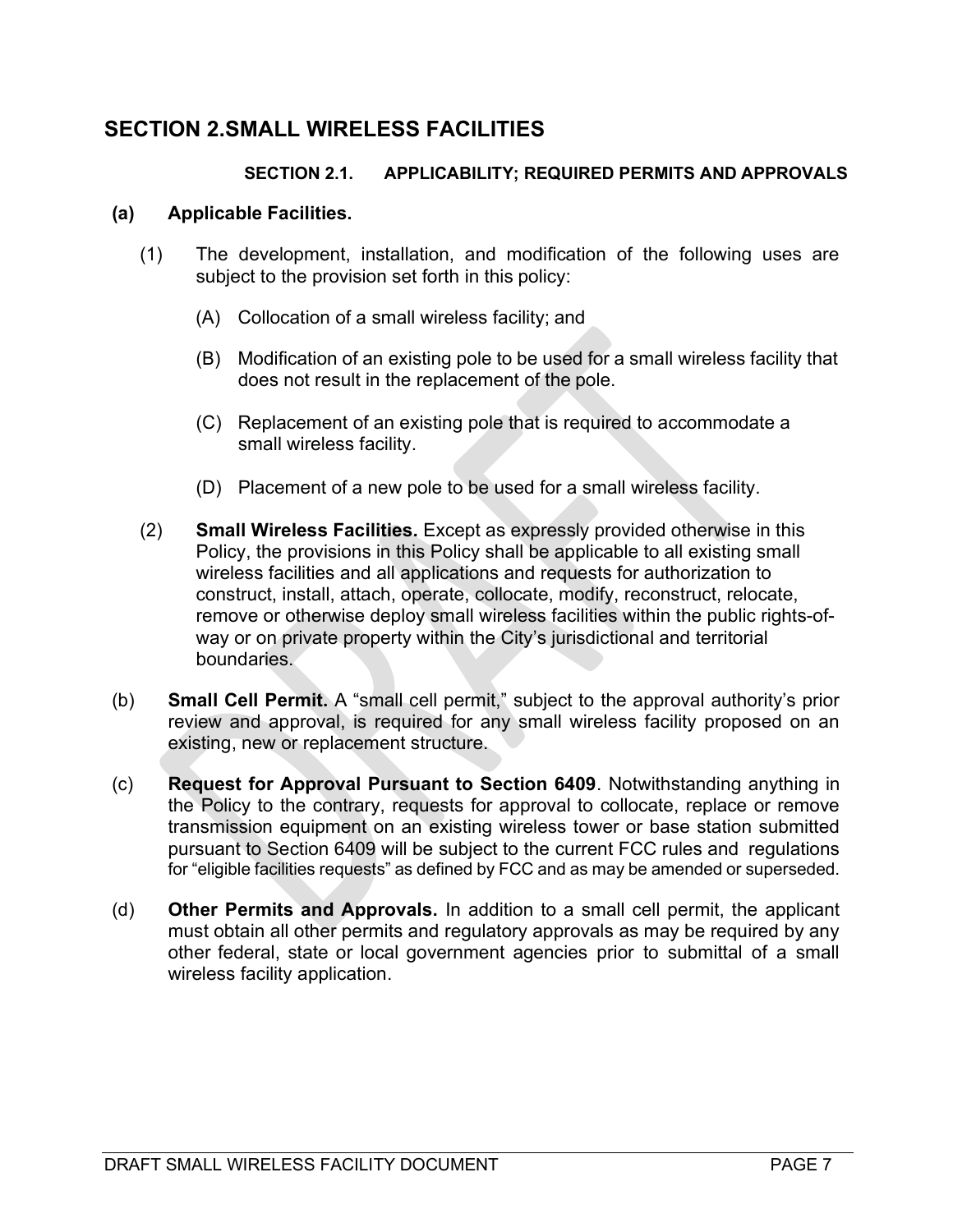# SECTION 2.SMALL WIRELESS FACILITIES

### SECTION 2.1. APPLICABILITY; REQUIRED PERMITS AND APPROVALS

**(a) Applicable Facilities.**

(1) The development, installation, and modification of the following uses are subject to the provision set forth in this policy:

(A) Collocation of a small wireless facility; and

(B) Modification of an existing pole to be used for a small wireless facility that does not result in the replacement of the pole.

(C) Replacement of an existing pole that is required to accommodate a small wireless facility.

(D) Placement of a new pole to be used for a small wireless facility.

(2) **Small Wireless Facilities.** Except as expressly provided otherwise in this Policy, the provisions in this Policy shall be applicable to all existing small wireless facilities and all applications and requests for authorization to construct, install, attach, operate, collocate, modify, reconstruct, relocate, remove or otherwise deploy small wireless facilities within the public rights-of-way or on private property within the City's jurisdictional and territorial boundaries.

(b) **Small Cell Permit.** A "small cell permit," subject to the approval authority's prior review and approval, is required for any small wireless facility proposed on an existing, new or replacement structure.

(c) **Request for Approval Pursuant to Section 6409**. Notwithstanding anything in the Policy to the contrary, requests for approval to collocate, replace or remove transmission equipment on an existing wireless tower or base station submitted pursuant to Section 6409 will be subject to the current FCC rules and regulations for "eligible facilities requests" as defined by FCC and as may be amended or superseded.

(d) **Other Permits and Approvals.** In addition to a small cell permit, the applicant must obtain all other permits and regulatory approvals as may be required by any other federal, state or local government agencies prior to submittal of a small wireless facility application.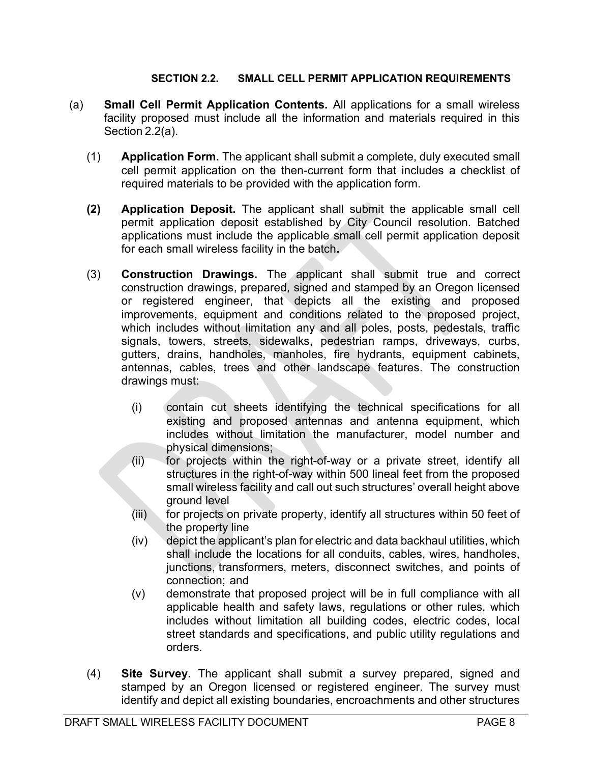## SECTION 2.2. SMALL CELL PERMIT APPLICATION REQUIREMENTS

(a) **Small Cell Permit Application Contents.** All applications for a small wireless facility proposed must include all the information and materials required in this Section 2.2(a).

(1) **Application Form.** The applicant shall submit a complete, duly executed small cell permit application on the then-current form that includes a checklist of required materials to be provided with the application form.

**(2) Application Deposit.** The applicant shall submit the applicable small cell permit application deposit established by City Council resolution. Batched applications must include the applicable small cell permit application deposit for each small wireless facility in the batch**.**

(3) **Construction Drawings.** The applicant shall submit true and correct construction drawings, prepared, signed and stamped by an Oregon licensed or registered engineer, that depicts all the existing and proposed improvements, equipment and conditions related to the proposed project, which includes without limitation any and all poles, posts, pedestals, traffic signals, towers, streets, sidewalks, pedestrian ramps, driveways, curbs, gutters, drains, handholes, manholes, fire hydrants, equipment cabinets, antennas, cables, trees and other landscape features. The construction drawings must:

(i) contain cut sheets identifying the technical specifications for all existing and proposed antennas and antenna equipment, which includes without limitation the manufacturer, model number and physical dimensions;

(ii) for projects within the right-of-way or a private street, identify all structures in the right-of-way within 500 lineal feet from the proposed small wireless facility and call out such structures' overall height above ground level

(iii) for projects on private property, identify all structures within 50 feet of the property line

(iv) depict the applicant's plan for electric and data backhaul utilities, which shall include the locations for all conduits, cables, wires, handholes, junctions, transformers, meters, disconnect switches, and points of connection; and

(v) demonstrate that proposed project will be in full compliance with all applicable health and safety laws, regulations or other rules, which includes without limitation all building codes, electric codes, local street standards and specifications, and public utility regulations and orders.

(4) **Site Survey.** The applicant shall submit a survey prepared, signed and stamped by an Oregon licensed or registered engineer. The survey must identify and depict all existing boundaries, encroachments and other structures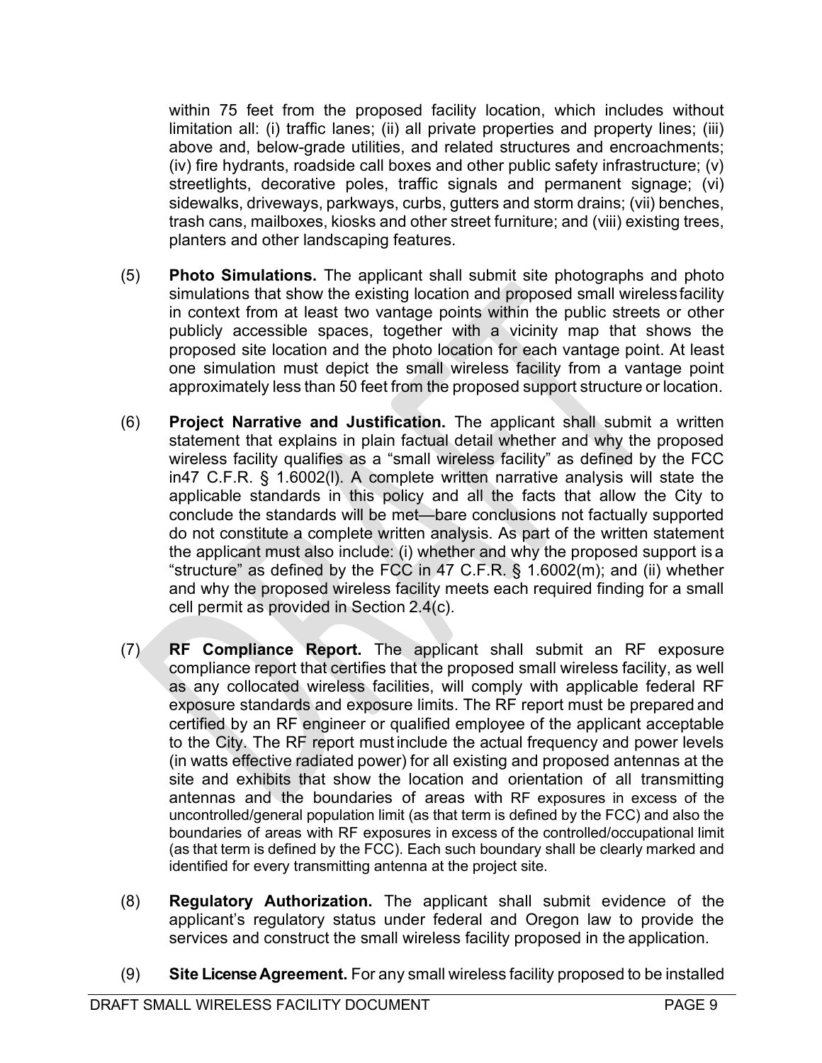within 75 feet from the proposed facility location, which includes without limitation all: (i) traffic lanes; (ii) all private properties and property lines; (iii) above and, below-grade utilities, and related structures and encroachments; (iv) fire hydrants, roadside call boxes and other public safety infrastructure; (v) streetlights, decorative poles, traffic signals and permanent signage; (vi) sidewalks, driveways, parkways, curbs, gutters and storm drains; (vii) benches, trash cans, mailboxes, kiosks and other street furniture; and (viii) existing trees, planters and other landscaping features.

(5) **Photo Simulations.** The applicant shall submit site photographs and photo simulations that show the existing location and proposed small wireless facility in context from at least two vantage points within the public streets or other publicly accessible spaces, together with a vicinity map that shows the proposed site location and the photo location for each vantage point. At least one simulation must depict the small wireless facility from a vantage point approximately less than 50 feet from the proposed support structure or location.

(6) **Project Narrative and Justification.** The applicant shall submit a written statement that explains in plain factual detail whether and why the proposed wireless facility qualifies as a "small wireless facility" as defined by the FCC in47 C.F.R. § 1.6002(l). A complete written narrative analysis will state the applicable standards in this policy and all the facts that allow the City to conclude the standards will be met—bare conclusions not factually supported do not constitute a complete written analysis. As part of the written statement the applicant must also include: (i) whether and why the proposed support is a "structure" as defined by the FCC in 47 C.F.R. § 1.6002(m); and (ii) whether and why the proposed wireless facility meets each required finding for a small cell permit as provided in Section 2.4(c).

(7) **RF Compliance Report.** The applicant shall submit an RF exposure compliance report that certifies that the proposed small wireless facility, as well as any collocated wireless facilities, will comply with applicable federal RF exposure standards and exposure limits. The RF report must be prepared and certified by an RF engineer or qualified employee of the applicant acceptable to the City. The RF report must include the actual frequency and power levels (in watts effective radiated power) for all existing and proposed antennas at the site and exhibits that show the location and orientation of all transmitting antennas and the boundaries of areas with RF exposures in excess of the uncontrolled/general population limit (as that term is defined by the FCC) and also the boundaries of areas with RF exposures in excess of the controlled/occupational limit (as that term is defined by the FCC). Each such boundary shall be clearly marked and identified for every transmitting antenna at the project site.

(8) **Regulatory Authorization.** The applicant shall submit evidence of the applicant's regulatory status under federal and Oregon law to provide the services and construct the small wireless facility proposed in the application.

(9) **Site License Agreement.** For any small wireless facility proposed to be installed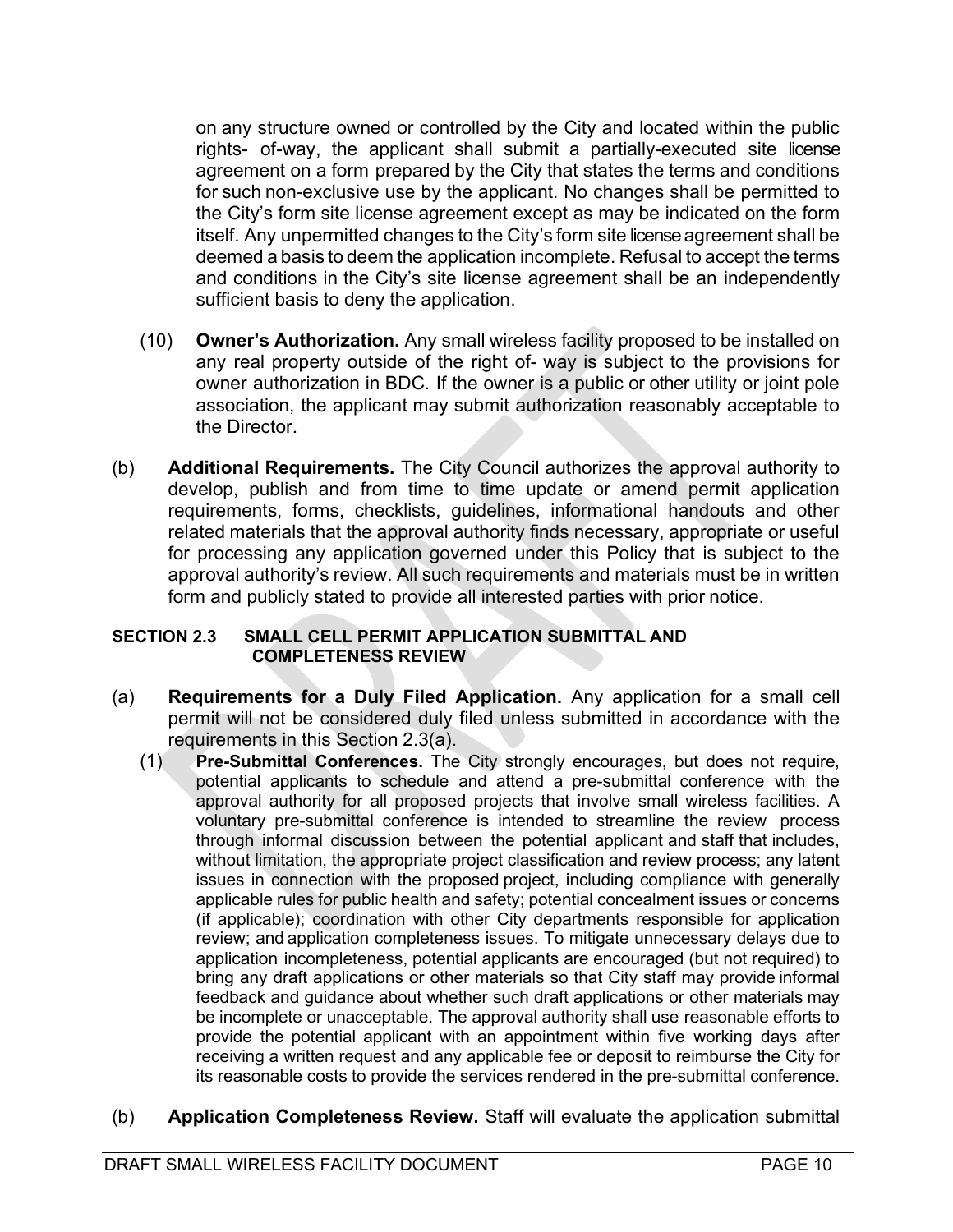on any structure owned or controlled by the City and located within the public rights- of-way, the applicant shall submit a partially-executed site license agreement on a form prepared by the City that states the terms and conditions for such non-exclusive use by the applicant. No changes shall be permitted to the City's form site license agreement except as may be indicated on the form itself. Any unpermitted changes to the City's form site license agreement shall be deemed a basis to deem the application incomplete. Refusal to accept the terms and conditions in the City's site license agreement shall be an independently sufficient basis to deny the application.

(10) **Owner's Authorization.** Any small wireless facility proposed to be installed on any real property outside of the right of- way is subject to the provisions for owner authorization in BDC. If the owner is a public or other utility or joint pole association, the applicant may submit authorization reasonably acceptable to the Director.

(b) **Additional Requirements.** The City Council authorizes the approval authority to develop, publish and from time to time update or amend permit application requirements, forms, checklists, guidelines, informational handouts and other related materials that the approval authority finds necessary, appropriate or useful for processing any application governed under this Policy that is subject to the approval authority's review. All such requirements and materials must be in written form and publicly stated to provide all interested parties with prior notice.

#### SECTION 2.3 SMALL CELL PERMIT APPLICATION SUBMITTAL AND COMPLETENESS REVIEW

(a) **Requirements for a Duly Filed Application.** Any application for a small cell permit will not be considered duly filed unless submitted in accordance with the requirements in this Section 2.3(a).

(1) **Pre-Submittal Conferences.** The City strongly encourages, but does not require, potential applicants to schedule and attend a pre-submittal conference with the approval authority for all proposed projects that involve small wireless facilities. A voluntary pre-submittal conference is intended to streamline the review process through informal discussion between the potential applicant and staff that includes, without limitation, the appropriate project classification and review process; any latent issues in connection with the proposed project, including compliance with generally applicable rules for public health and safety; potential concealment issues or concerns (if applicable); coordination with other City departments responsible for application review; and application completeness issues. To mitigate unnecessary delays due to application incompleteness, potential applicants are encouraged (but not required) to bring any draft applications or other materials so that City staff may provide informal feedback and guidance about whether such draft applications or other materials may be incomplete or unacceptable. The approval authority shall use reasonable efforts to provide the potential applicant with an appointment within five working days after receiving a written request and any applicable fee or deposit to reimburse the City for its reasonable costs to provide the services rendered in the pre-submittal conference.

(b) **Application Completeness Review.** Staff will evaluate the application submittal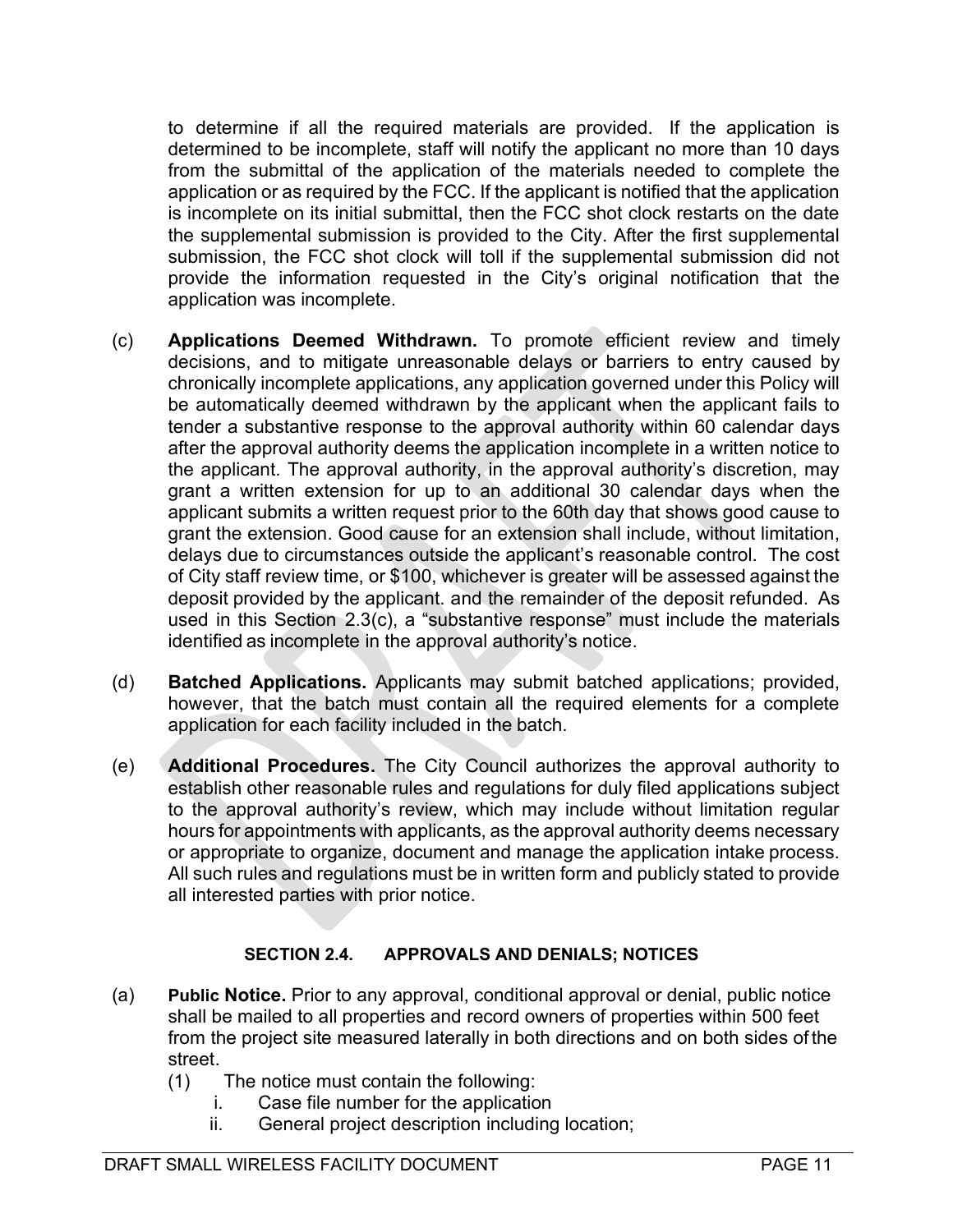to determine if all the required materials are provided. If the application is determined to be incomplete, staff will notify the applicant no more than 10 days from the submittal of the application of the materials needed to complete the application or as required by the FCC. If the applicant is notified that the application is incomplete on its initial submittal, then the FCC shot clock restarts on the date the supplemental submission is provided to the City. After the first supplemental submission, the FCC shot clock will toll if the supplemental submission did not provide the information requested in the City's original notification that the application was incomplete.

(c) **Applications Deemed Withdrawn.** To promote efficient review and timely decisions, and to mitigate unreasonable delays or barriers to entry caused by chronically incomplete applications, any application governed under this Policy will be automatically deemed withdrawn by the applicant when the applicant fails to tender a substantive response to the approval authority within 60 calendar days after the approval authority deems the application incomplete in a written notice to the applicant. The approval authority, in the approval authority's discretion, may grant a written extension for up to an additional 30 calendar days when the applicant submits a written request prior to the 60th day that shows good cause to grant the extension. Good cause for an extension shall include, without limitation, delays due to circumstances outside the applicant's reasonable control. The cost of City staff review time, or $100, whichever is greater will be assessed against the deposit provided by the applicant. and the remainder of the deposit refunded. As used in this Section 2.3(c), a "substantive response" must include the materials identified as incomplete in the approval authority's notice.

(d) **Batched Applications.** Applicants may submit batched applications; provided, however, that the batch must contain all the required elements for a complete application for each facility included in the batch.

(e) **Additional Procedures.** The City Council authorizes the approval authority to establish other reasonable rules and regulations for duly filed applications subject to the approval authority's review, which may include without limitation regular hours for appointments with applicants, as the approval authority deems necessary or appropriate to organize, document and manage the application intake process. All such rules and regulations must be in written form and publicly stated to provide all interested parties with prior notice.

## SECTION 2.4. APPROVALS AND DENIALS; NOTICES

(a) **Public Notice.** Prior to any approval, conditional approval or denial, public notice shall be mailed to all properties and record owners of properties within 500 feet from the project site measured laterally in both directions and on both sides of the street.

(1) The notice must contain the following:

i. Case file number for the application

ii. General project description including location;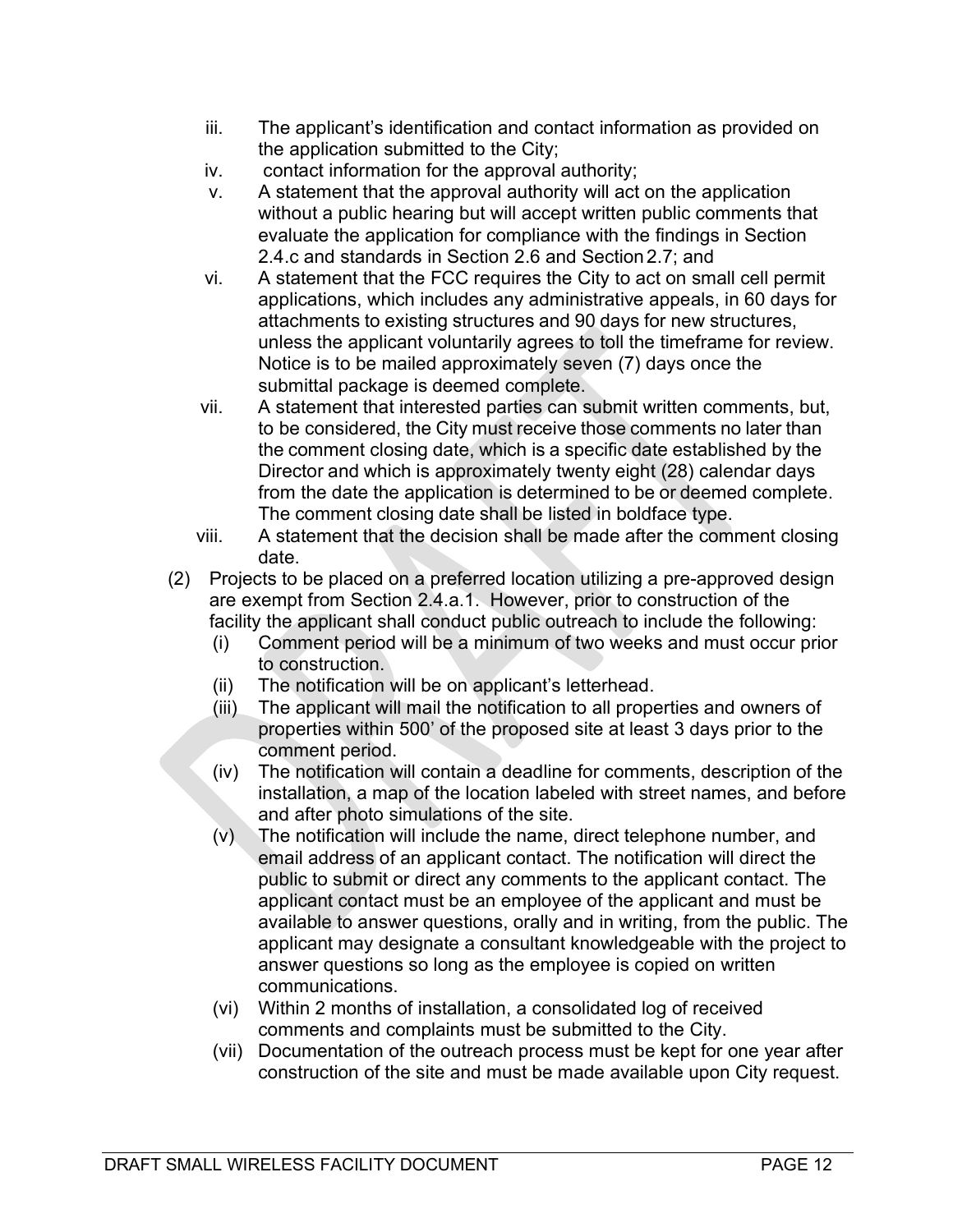iii. The applicant's identification and contact information as provided on the application submitted to the City;

iv. contact information for the approval authority;

v. A statement that the approval authority will act on the application without a public hearing but will accept written public comments that evaluate the application for compliance with the findings in Section 2.4.c and standards in Section 2.6 and Section 2.7; and

vi. A statement that the FCC requires the City to act on small cell permit applications, which includes any administrative appeals, in 60 days for attachments to existing structures and 90 days for new structures, unless the applicant voluntarily agrees to toll the timeframe for review. Notice is to be mailed approximately seven (7) days once the submittal package is deemed complete.

vii. A statement that interested parties can submit written comments, but, to be considered, the City must receive those comments no later than the comment closing date, which is a specific date established by the Director and which is approximately twenty eight (28) calendar days from the date the application is determined to be or deemed complete. The comment closing date shall be listed in boldface type.

viii. A statement that the decision shall be made after the comment closing date.

(2) Projects to be placed on a preferred location utilizing a pre-approved design are exempt from Section 2.4.a.1. However, prior to construction of the facility the applicant shall conduct public outreach to include the following:

(i) Comment period will be a minimum of two weeks and must occur prior to construction.

(ii) The notification will be on applicant's letterhead.

(iii) The applicant will mail the notification to all properties and owners of properties within 500' of the proposed site at least 3 days prior to the comment period.

(iv) The notification will contain a deadline for comments, description of the installation, a map of the location labeled with street names, and before and after photo simulations of the site.

(v) The notification will include the name, direct telephone number, and email address of an applicant contact. The notification will direct the public to submit or direct any comments to the applicant contact. The applicant contact must be an employee of the applicant and must be available to answer questions, orally and in writing, from the public. The applicant may designate a consultant knowledgeable with the project to answer questions so long as the employee is copied on written communications.

(vi) Within 2 months of installation, a consolidated log of received comments and complaints must be submitted to the City.

(vii) Documentation of the outreach process must be kept for one year after construction of the site and must be made available upon City request.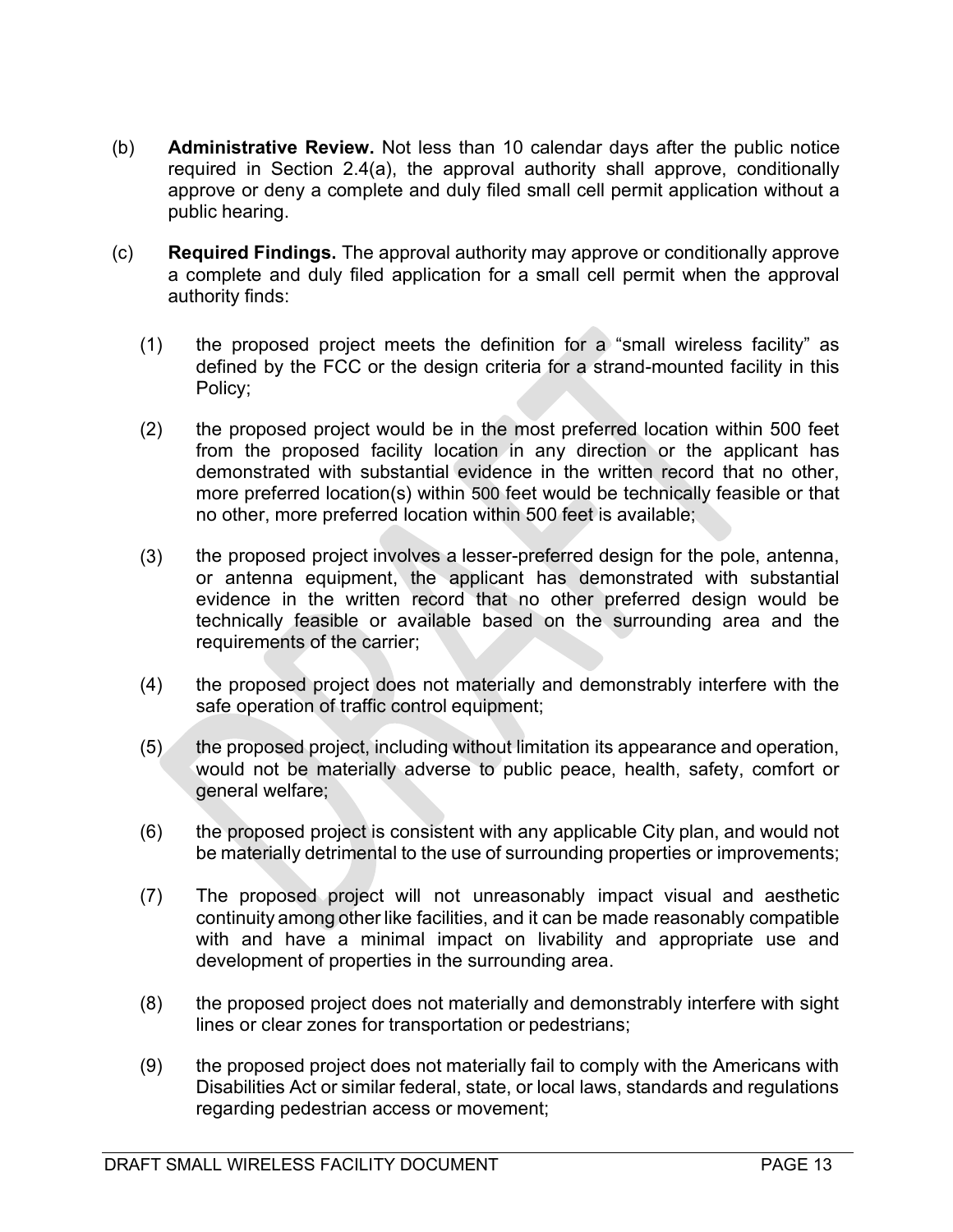(b) **Administrative Review.** Not less than 10 calendar days after the public notice required in Section 2.4(a), the approval authority shall approve, conditionally approve or deny a complete and duly filed small cell permit application without a public hearing.

(c) **Required Findings.** The approval authority may approve or conditionally approve a complete and duly filed application for a small cell permit when the approval authority finds:

(1) the proposed project meets the definition for a "small wireless facility" as defined by the FCC or the design criteria for a strand-mounted facility in this Policy;

(2) the proposed project would be in the most preferred location within 500 feet from the proposed facility location in any direction or the applicant has demonstrated with substantial evidence in the written record that no other, more preferred location(s) within 500 feet would be technically feasible or that no other, more preferred location within 500 feet is available;

(3) the proposed project involves a lesser-preferred design for the pole, antenna, or antenna equipment, the applicant has demonstrated with substantial evidence in the written record that no other preferred design would be technically feasible or available based on the surrounding area and the requirements of the carrier;

(4) the proposed project does not materially and demonstrably interfere with the safe operation of traffic control equipment;

(5) the proposed project, including without limitation its appearance and operation, would not be materially adverse to public peace, health, safety, comfort or general welfare;

(6) the proposed project is consistent with any applicable City plan, and would not be materially detrimental to the use of surrounding properties or improvements;

(7) The proposed project will not unreasonably impact visual and aesthetic continuity among other like facilities, and it can be made reasonably compatible with and have a minimal impact on livability and appropriate use and development of properties in the surrounding area.

(8) the proposed project does not materially and demonstrably interfere with sight lines or clear zones for transportation or pedestrians;

(9) the proposed project does not materially fail to comply with the Americans with Disabilities Act or similar federal, state, or local laws, standards and regulations regarding pedestrian access or movement;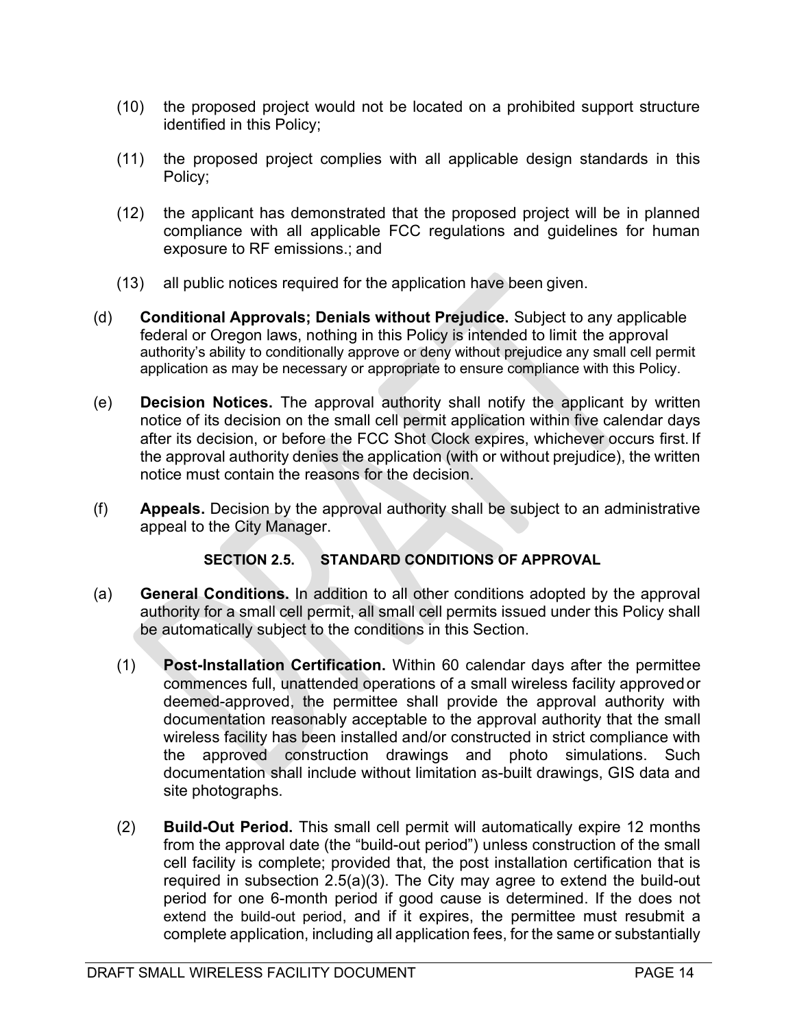(10) the proposed project would not be located on a prohibited support structure identified in this Policy;

(11) the proposed project complies with all applicable design standards in this Policy;

(12) the applicant has demonstrated that the proposed project will be in planned compliance with all applicable FCC regulations and guidelines for human exposure to RF emissions.; and

(13) all public notices required for the application have been given.

(d) **Conditional Approvals; Denials without Prejudice.** Subject to any applicable federal or Oregon laws, nothing in this Policy is intended to limit the approval authority's ability to conditionally approve or deny without prejudice any small cell permit application as may be necessary or appropriate to ensure compliance with this Policy.

(e) **Decision Notices.** The approval authority shall notify the applicant by written notice of its decision on the small cell permit application within five calendar days after its decision, or before the FCC Shot Clock expires, whichever occurs first. If the approval authority denies the application (with or without prejudice), the written notice must contain the reasons for the decision.

(f) **Appeals.** Decision by the approval authority shall be subject to an administrative appeal to the City Manager.

### SECTION 2.5. STANDARD CONDITIONS OF APPROVAL

(a) **General Conditions.** In addition to all other conditions adopted by the approval authority for a small cell permit, all small cell permits issued under this Policy shall be automatically subject to the conditions in this Section.

(1) **Post-Installation Certification.** Within 60 calendar days after the permittee commences full, unattended operations of a small wireless facility approved or deemed-approved, the permittee shall provide the approval authority with documentation reasonably acceptable to the approval authority that the small wireless facility has been installed and/or constructed in strict compliance with the approved construction drawings and photo simulations. Such documentation shall include without limitation as-built drawings, GIS data and site photographs.

(2) **Build-Out Period.** This small cell permit will automatically expire 12 months from the approval date (the "build-out period") unless construction of the small cell facility is complete; provided that, the post installation certification that is required in subsection 2.5(a)(3). The City may agree to extend the build-out period for one 6-month period if good cause is determined. If the does not extend the build-out period, and if it expires, the permittee must resubmit a complete application, including all application fees, for the same or substantially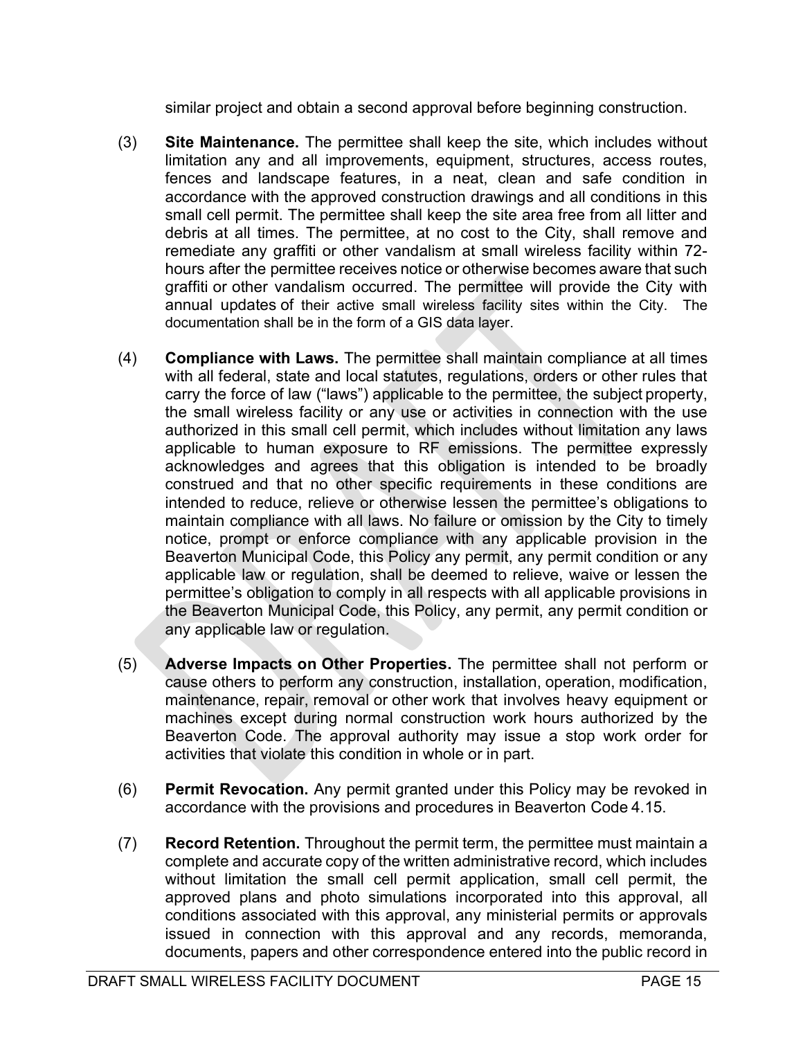similar project and obtain a second approval before beginning construction.

(3) **Site Maintenance.** The permittee shall keep the site, which includes without limitation any and all improvements, equipment, structures, access routes, fences and landscape features, in a neat, clean and safe condition in accordance with the approved construction drawings and all conditions in this small cell permit. The permittee shall keep the site area free from all litter and debris at all times. The permittee, at no cost to the City, shall remove and remediate any graffiti or other vandalism at small wireless facility within 72-hours after the permittee receives notice or otherwise becomes aware that such graffiti or other vandalism occurred. The permittee will provide the City with annual updates of their active small wireless facility sites within the City. The documentation shall be in the form of a GIS data layer.

(4) **Compliance with Laws.** The permittee shall maintain compliance at all times with all federal, state and local statutes, regulations, orders or other rules that carry the force of law ("laws") applicable to the permittee, the subject property, the small wireless facility or any use or activities in connection with the use authorized in this small cell permit, which includes without limitation any laws applicable to human exposure to RF emissions. The permittee expressly acknowledges and agrees that this obligation is intended to be broadly construed and that no other specific requirements in these conditions are intended to reduce, relieve or otherwise lessen the permittee's obligations to maintain compliance with all laws. No failure or omission by the City to timely notice, prompt or enforce compliance with any applicable provision in the Beaverton Municipal Code, this Policy any permit, any permit condition or any applicable law or regulation, shall be deemed to relieve, waive or lessen the permittee's obligation to comply in all respects with all applicable provisions in the Beaverton Municipal Code, this Policy, any permit, any permit condition or any applicable law or regulation.

(5) **Adverse Impacts on Other Properties.** The permittee shall not perform or cause others to perform any construction, installation, operation, modification, maintenance, repair, removal or other work that involves heavy equipment or machines except during normal construction work hours authorized by the Beaverton Code. The approval authority may issue a stop work order for activities that violate this condition in whole or in part.

(6) **Permit Revocation.** Any permit granted under this Policy may be revoked in accordance with the provisions and procedures in Beaverton Code 4.15.

(7) **Record Retention.** Throughout the permit term, the permittee must maintain a complete and accurate copy of the written administrative record, which includes without limitation the small cell permit application, small cell permit, the approved plans and photo simulations incorporated into this approval, all conditions associated with this approval, any ministerial permits or approvals issued in connection with this approval and any records, memoranda, documents, papers and other correspondence entered into the public record in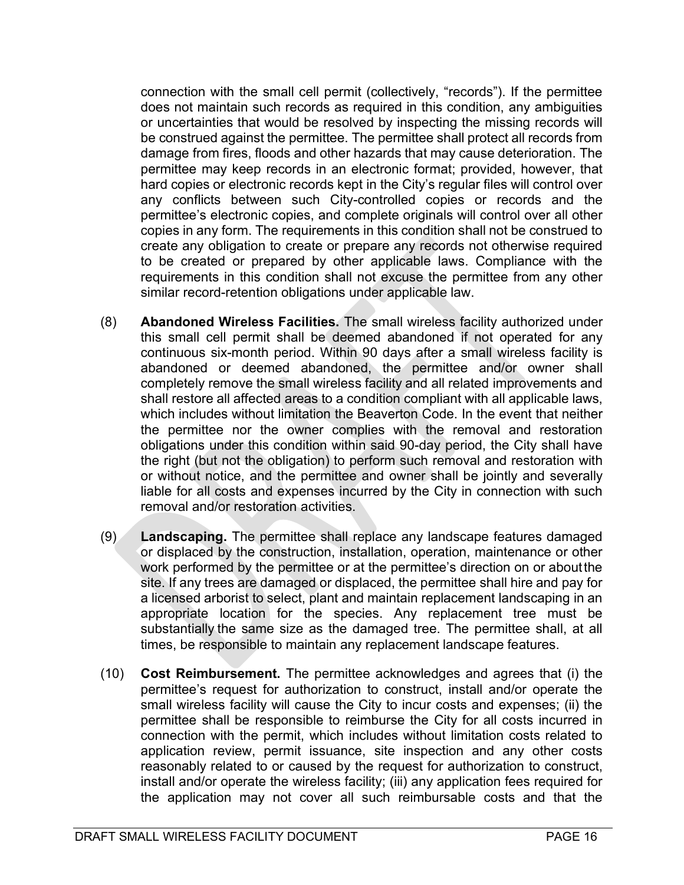connection with the small cell permit (collectively, "records"). If the permittee does not maintain such records as required in this condition, any ambiguities or uncertainties that would be resolved by inspecting the missing records will be construed against the permittee. The permittee shall protect all records from damage from fires, floods and other hazards that may cause deterioration. The permittee may keep records in an electronic format; provided, however, that hard copies or electronic records kept in the City's regular files will control over any conflicts between such City-controlled copies or records and the permittee's electronic copies, and complete originals will control over all other copies in any form. The requirements in this condition shall not be construed to create any obligation to create or prepare any records not otherwise required to be created or prepared by other applicable laws. Compliance with the requirements in this condition shall not excuse the permittee from any other similar record-retention obligations under applicable law.

(8) **Abandoned Wireless Facilities.** The small wireless facility authorized under this small cell permit shall be deemed abandoned if not operated for any continuous six-month period. Within 90 days after a small wireless facility is abandoned or deemed abandoned, the permittee and/or owner shall completely remove the small wireless facility and all related improvements and shall restore all affected areas to a condition compliant with all applicable laws, which includes without limitation the Beaverton Code. In the event that neither the permittee nor the owner complies with the removal and restoration obligations under this condition within said 90-day period, the City shall have the right (but not the obligation) to perform such removal and restoration with or without notice, and the permittee and owner shall be jointly and severally liable for all costs and expenses incurred by the City in connection with such removal and/or restoration activities.

(9) **Landscaping.** The permittee shall replace any landscape features damaged or displaced by the construction, installation, operation, maintenance or other work performed by the permittee or at the permittee's direction on or about the site. If any trees are damaged or displaced, the permittee shall hire and pay for a licensed arborist to select, plant and maintain replacement landscaping in an appropriate location for the species. Any replacement tree must be substantially the same size as the damaged tree. The permittee shall, at all times, be responsible to maintain any replacement landscape features.

(10) **Cost Reimbursement.** The permittee acknowledges and agrees that (i) the permittee's request for authorization to construct, install and/or operate the small wireless facility will cause the City to incur costs and expenses; (ii) the permittee shall be responsible to reimburse the City for all costs incurred in connection with the permit, which includes without limitation costs related to application review, permit issuance, site inspection and any other costs reasonably related to or caused by the request for authorization to construct, install and/or operate the wireless facility; (iii) any application fees required for the application may not cover all such reimbursable costs and that the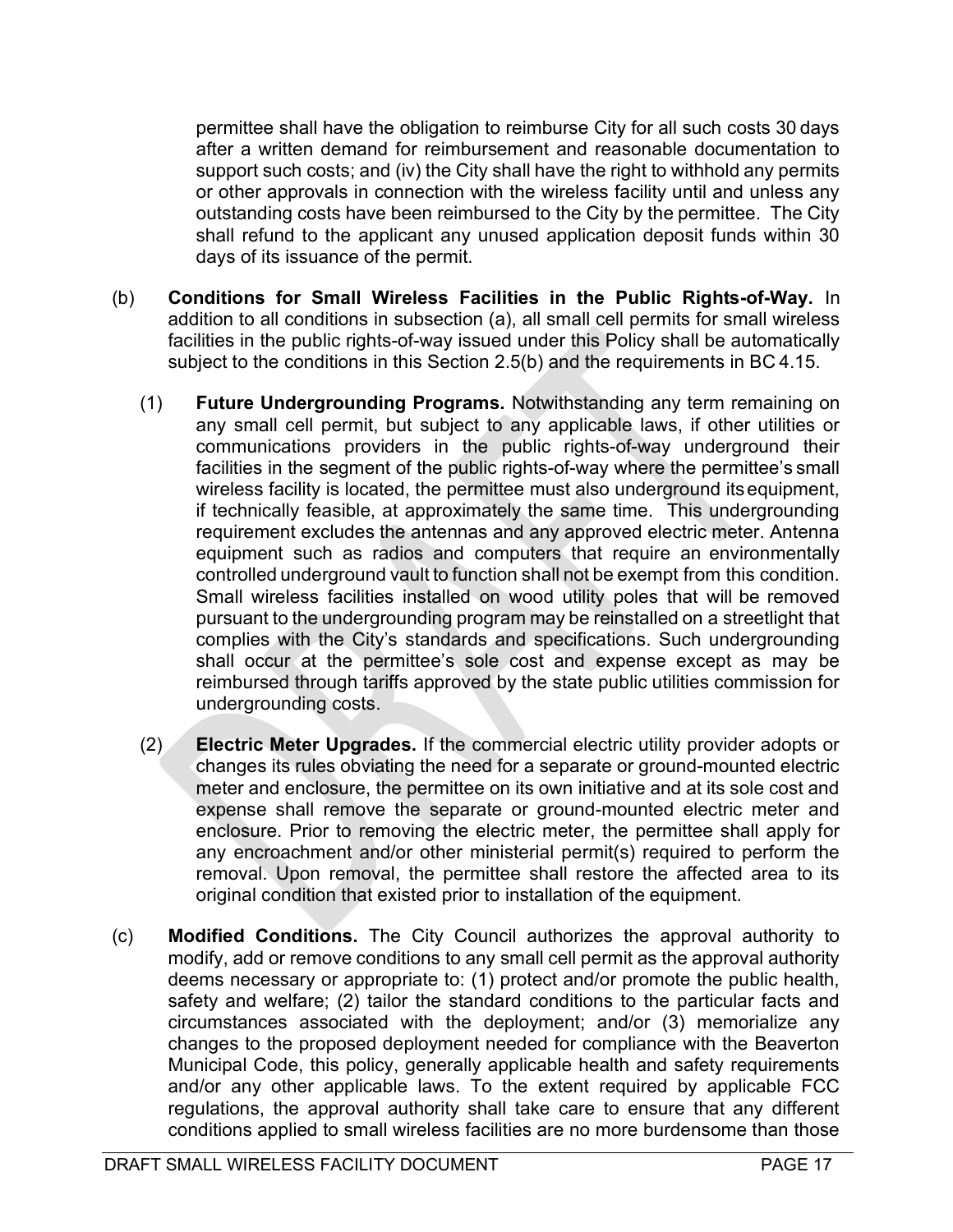permittee shall have the obligation to reimburse City for all such costs 30 days after a written demand for reimbursement and reasonable documentation to support such costs; and (iv) the City shall have the right to withhold any permits or other approvals in connection with the wireless facility until and unless any outstanding costs have been reimbursed to the City by the permittee. The City shall refund to the applicant any unused application deposit funds within 30 days of its issuance of the permit.

(b) **Conditions for Small Wireless Facilities in the Public Rights-of-Way.** In addition to all conditions in subsection (a), all small cell permits for small wireless facilities in the public rights-of-way issued under this Policy shall be automatically subject to the conditions in this Section 2.5(b) and the requirements in BC 4.15.

(1) **Future Undergrounding Programs.** Notwithstanding any term remaining on any small cell permit, but subject to any applicable laws, if other utilities or communications providers in the public rights-of-way underground their facilities in the segment of the public rights-of-way where the permittee's small wireless facility is located, the permittee must also underground its equipment, if technically feasible, at approximately the same time. This undergrounding requirement excludes the antennas and any approved electric meter. Antenna equipment such as radios and computers that require an environmentally controlled underground vault to function shall not be exempt from this condition. Small wireless facilities installed on wood utility poles that will be removed pursuant to the undergrounding program may be reinstalled on a streetlight that complies with the City's standards and specifications. Such undergrounding shall occur at the permittee's sole cost and expense except as may be reimbursed through tariffs approved by the state public utilities commission for undergrounding costs.

(2) **Electric Meter Upgrades.** If the commercial electric utility provider adopts or changes its rules obviating the need for a separate or ground-mounted electric meter and enclosure, the permittee on its own initiative and at its sole cost and expense shall remove the separate or ground-mounted electric meter and enclosure. Prior to removing the electric meter, the permittee shall apply for any encroachment and/or other ministerial permit(s) required to perform the removal. Upon removal, the permittee shall restore the affected area to its original condition that existed prior to installation of the equipment.

(c) **Modified Conditions.** The City Council authorizes the approval authority to modify, add or remove conditions to any small cell permit as the approval authority deems necessary or appropriate to: (1) protect and/or promote the public health, safety and welfare; (2) tailor the standard conditions to the particular facts and circumstances associated with the deployment; and/or (3) memorialize any changes to the proposed deployment needed for compliance with the Beaverton Municipal Code, this policy, generally applicable health and safety requirements and/or any other applicable laws. To the extent required by applicable FCC regulations, the approval authority shall take care to ensure that any different conditions applied to small wireless facilities are no more burdensome than those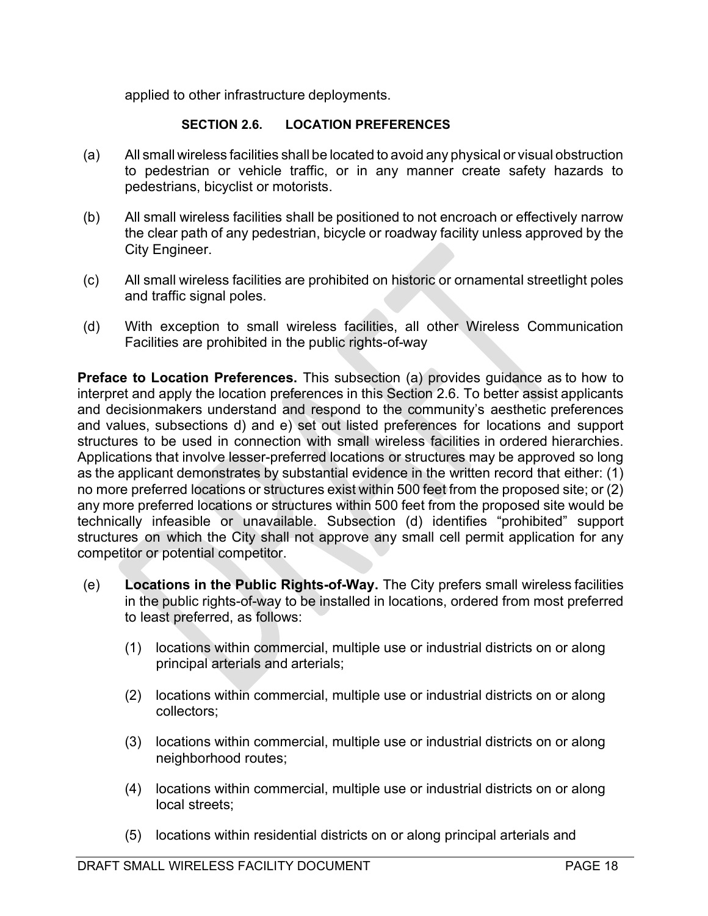applied to other infrastructure deployments.

### SECTION 2.6. LOCATION PREFERENCES

(a) All small wireless facilities shall be located to avoid any physical or visual obstruction to pedestrian or vehicle traffic, or in any manner create safety hazards to pedestrians, bicyclist or motorists.

(b) All small wireless facilities shall be positioned to not encroach or effectively narrow the clear path of any pedestrian, bicycle or roadway facility unless approved by the City Engineer.

(c) All small wireless facilities are prohibited on historic or ornamental streetlight poles and traffic signal poles.

(d) With exception to small wireless facilities, all other Wireless Communication Facilities are prohibited in the public rights-of-way

**Preface to Location Preferences.** This subsection (a) provides guidance as to how to interpret and apply the location preferences in this Section 2.6. To better assist applicants and decisionmakers understand and respond to the community's aesthetic preferences and values, subsections d) and e) set out listed preferences for locations and support structures to be used in connection with small wireless facilities in ordered hierarchies. Applications that involve lesser-preferred locations or structures may be approved so long as the applicant demonstrates by substantial evidence in the written record that either: (1) no more preferred locations or structures exist within 500 feet from the proposed site; or (2) any more preferred locations or structures within 500 feet from the proposed site would be technically infeasible or unavailable. Subsection (d) identifies "prohibited" support structures on which the City shall not approve any small cell permit application for any competitor or potential competitor.

(e) **Locations in the Public Rights-of-Way.** The City prefers small wireless facilities in the public rights-of-way to be installed in locations, ordered from most preferred to least preferred, as follows:

   (1) locations within commercial, multiple use or industrial districts on or along principal arterials and arterials;

   (2) locations within commercial, multiple use or industrial districts on or along collectors;

   (3) locations within commercial, multiple use or industrial districts on or along neighborhood routes;

   (4) locations within commercial, multiple use or industrial districts on or along local streets;

   (5) locations within residential districts on or along principal arterials and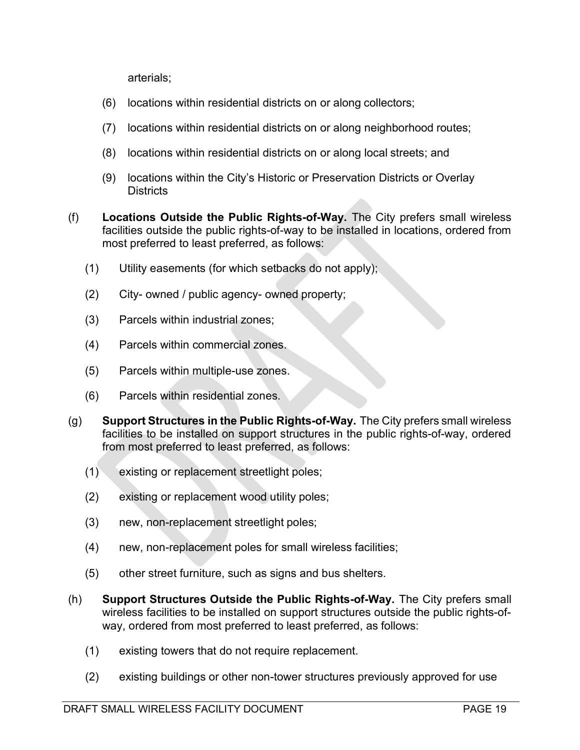arterials;

(6) locations within residential districts on or along collectors;

(7) locations within residential districts on or along neighborhood routes;

(8) locations within residential districts on or along local streets; and

(9) locations within the City's Historic or Preservation Districts or Overlay Districts

(f) **Locations Outside the Public Rights-of-Way.** The City prefers small wireless facilities outside the public rights-of-way to be installed in locations, ordered from most preferred to least preferred, as follows:

(1) Utility easements (for which setbacks do not apply);

(2) City- owned / public agency- owned property;

(3) Parcels within industrial zones;

(4) Parcels within commercial zones.

(5) Parcels within multiple-use zones.

(6) Parcels within residential zones.

(g) **Support Structures in the Public Rights-of-Way.** The City prefers small wireless facilities to be installed on support structures in the public rights-of-way, ordered from most preferred to least preferred, as follows:

(1) existing or replacement streetlight poles;

(2) existing or replacement wood utility poles;

(3) new, non-replacement streetlight poles;

(4) new, non-replacement poles for small wireless facilities;

(5) other street furniture, such as signs and bus shelters.

(h) **Support Structures Outside the Public Rights-of-Way.** The City prefers small wireless facilities to be installed on support structures outside the public rights-of-way, ordered from most preferred to least preferred, as follows:

(1) existing towers that do not require replacement.

(2) existing buildings or other non-tower structures previously approved for use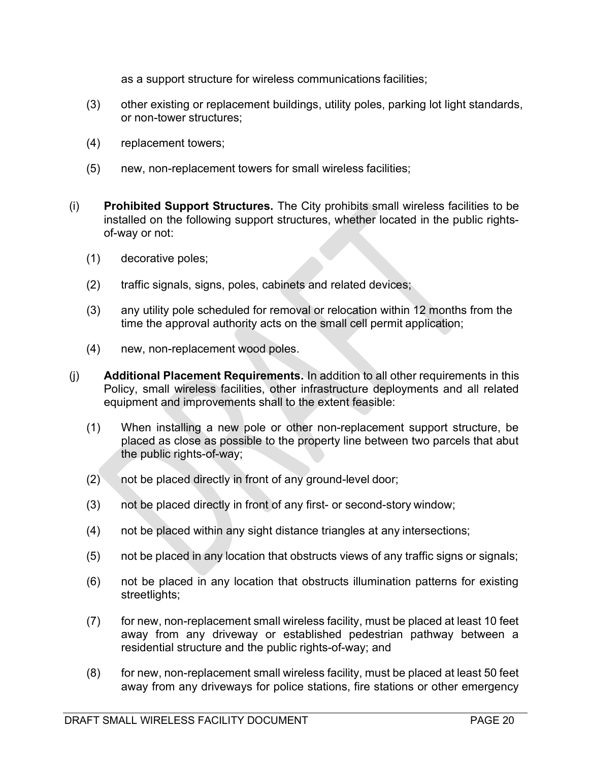as a support structure for wireless communications facilities;

(3) other existing or replacement buildings, utility poles, parking lot light standards, or non-tower structures;

(4) replacement towers;

(5) new, non-replacement towers for small wireless facilities;

(i) **Prohibited Support Structures.** The City prohibits small wireless facilities to be installed on the following support structures, whether located in the public rights-of-way or not:

(1) decorative poles;

(2) traffic signals, signs, poles, cabinets and related devices;

(3) any utility pole scheduled for removal or relocation within 12 months from the time the approval authority acts on the small cell permit application;

(4) new, non-replacement wood poles.

(j) **Additional Placement Requirements.** In addition to all other requirements in this Policy, small wireless facilities, other infrastructure deployments and all related equipment and improvements shall to the extent feasible:

(1) When installing a new pole or other non-replacement support structure, be placed as close as possible to the property line between two parcels that abut the public rights-of-way;

(2) not be placed directly in front of any ground-level door;

(3) not be placed directly in front of any first- or second-story window;

(4) not be placed within any sight distance triangles at any intersections;

(5) not be placed in any location that obstructs views of any traffic signs or signals;

(6) not be placed in any location that obstructs illumination patterns for existing streetlights;

(7) for new, non-replacement small wireless facility, must be placed at least 10 feet away from any driveway or established pedestrian pathway between a residential structure and the public rights-of-way; and

(8) for new, non-replacement small wireless facility, must be placed at least 50 feet away from any driveways for police stations, fire stations or other emergency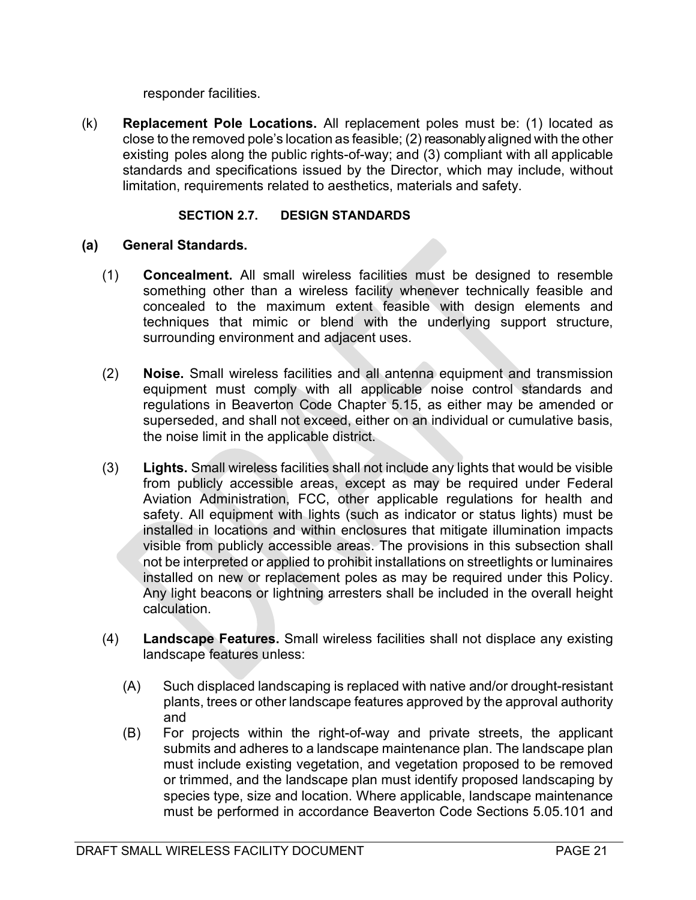responder facilities.

(k) **Replacement Pole Locations.** All replacement poles must be: (1) located as close to the removed pole's location as feasible; (2) reasonably aligned with the other existing poles along the public rights-of-way; and (3) compliant with all applicable standards and specifications issued by the Director, which may include, without limitation, requirements related to aesthetics, materials and safety.

## SECTION 2.7. DESIGN STANDARDS

**(a) General Standards.**

(1) **Concealment.** All small wireless facilities must be designed to resemble something other than a wireless facility whenever technically feasible and concealed to the maximum extent feasible with design elements and techniques that mimic or blend with the underlying support structure, surrounding environment and adjacent uses.

(2) **Noise.** Small wireless facilities and all antenna equipment and transmission equipment must comply with all applicable noise control standards and regulations in Beaverton Code Chapter 5.15, as either may be amended or superseded, and shall not exceed, either on an individual or cumulative basis, the noise limit in the applicable district.

(3) **Lights.** Small wireless facilities shall not include any lights that would be visible from publicly accessible areas, except as may be required under Federal Aviation Administration, FCC, other applicable regulations for health and safety. All equipment with lights (such as indicator or status lights) must be installed in locations and within enclosures that mitigate illumination impacts visible from publicly accessible areas. The provisions in this subsection shall not be interpreted or applied to prohibit installations on streetlights or luminaires installed on new or replacement poles as may be required under this Policy. Any light beacons or lightning arresters shall be included in the overall height calculation.

(4) **Landscape Features.** Small wireless facilities shall not displace any existing landscape features unless:

(A) Such displaced landscaping is replaced with native and/or drought-resistant plants, trees or other landscape features approved by the approval authority and

(B) For projects within the right-of-way and private streets, the applicant submits and adheres to a landscape maintenance plan. The landscape plan must include existing vegetation, and vegetation proposed to be removed or trimmed, and the landscape plan must identify proposed landscaping by species type, size and location. Where applicable, landscape maintenance must be performed in accordance Beaverton Code Sections 5.05.101 and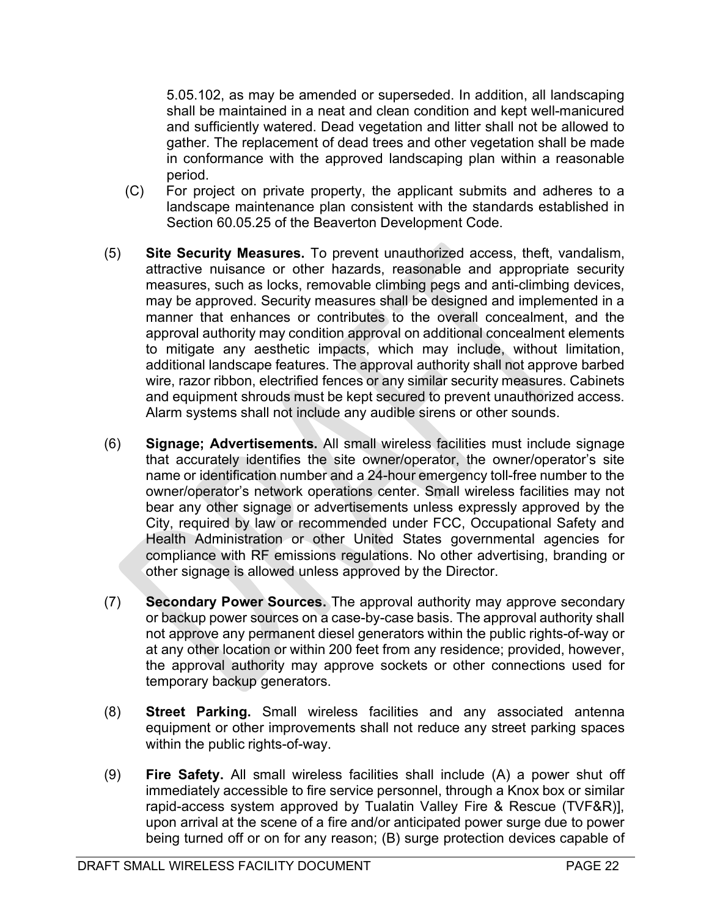5.05.102, as may be amended or superseded. In addition, all landscaping shall be maintained in a neat and clean condition and kept well-manicured and sufficiently watered. Dead vegetation and litter shall not be allowed to gather. The replacement of dead trees and other vegetation shall be made in conformance with the approved landscaping plan within a reasonable period.

(C) For project on private property, the applicant submits and adheres to a landscape maintenance plan consistent with the standards established in Section 60.05.25 of the Beaverton Development Code.

(5) **Site Security Measures.** To prevent unauthorized access, theft, vandalism, attractive nuisance or other hazards, reasonable and appropriate security measures, such as locks, removable climbing pegs and anti-climbing devices, may be approved. Security measures shall be designed and implemented in a manner that enhances or contributes to the overall concealment, and the approval authority may condition approval on additional concealment elements to mitigate any aesthetic impacts, which may include, without limitation, additional landscape features. The approval authority shall not approve barbed wire, razor ribbon, electrified fences or any similar security measures. Cabinets and equipment shrouds must be kept secured to prevent unauthorized access. Alarm systems shall not include any audible sirens or other sounds.

(6) **Signage; Advertisements.** All small wireless facilities must include signage that accurately identifies the site owner/operator, the owner/operator's site name or identification number and a 24-hour emergency toll-free number to the owner/operator's network operations center. Small wireless facilities may not bear any other signage or advertisements unless expressly approved by the City, required by law or recommended under FCC, Occupational Safety and Health Administration or other United States governmental agencies for compliance with RF emissions regulations. No other advertising, branding or other signage is allowed unless approved by the Director.

(7) **Secondary Power Sources.** The approval authority may approve secondary or backup power sources on a case-by-case basis. The approval authority shall not approve any permanent diesel generators within the public rights-of-way or at any other location or within 200 feet from any residence; provided, however, the approval authority may approve sockets or other connections used for temporary backup generators.

(8) **Street Parking.** Small wireless facilities and any associated antenna equipment or other improvements shall not reduce any street parking spaces within the public rights-of-way.

(9) **Fire Safety.** All small wireless facilities shall include (A) a power shut off immediately accessible to fire service personnel, through a Knox box or similar rapid-access system approved by Tualatin Valley Fire & Rescue (TVF&R)], upon arrival at the scene of a fire and/or anticipated power surge due to power being turned off or on for any reason; (B) surge protection devices capable of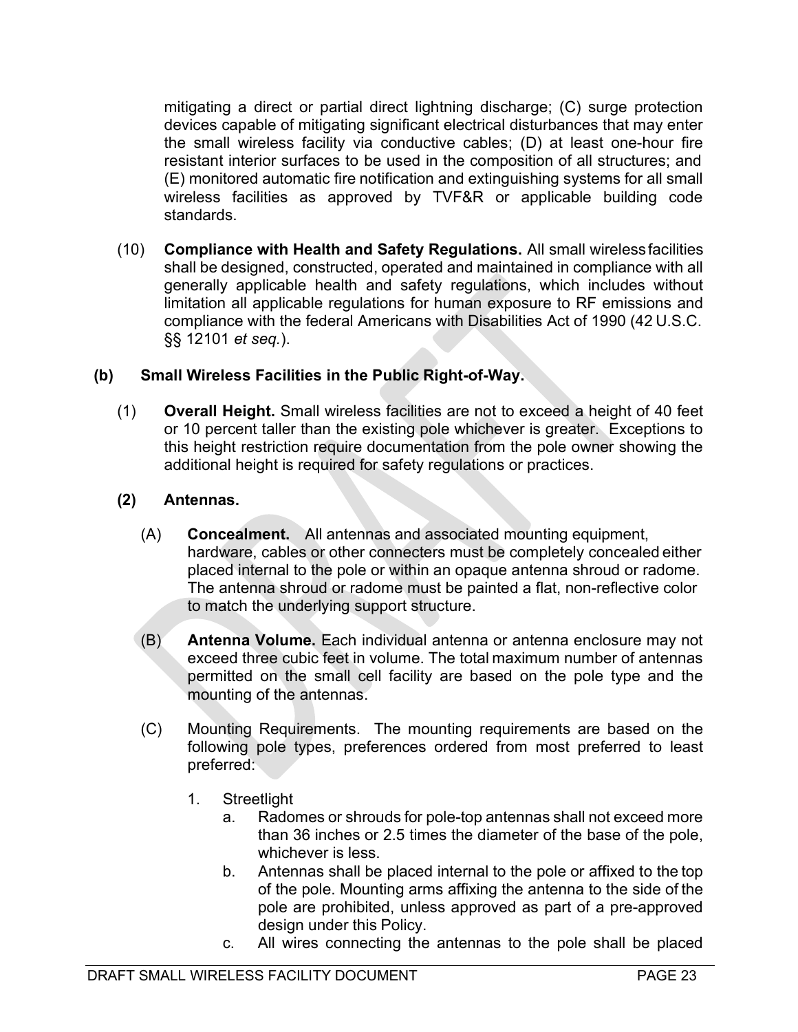mitigating a direct or partial direct lightning discharge; (C) surge protection devices capable of mitigating significant electrical disturbances that may enter the small wireless facility via conductive cables; (D) at least one-hour fire resistant interior surfaces to be used in the composition of all structures; and (E) monitored automatic fire notification and extinguishing systems for all small wireless facilities as approved by TVF&R or applicable building code standards.

(10) **Compliance with Health and Safety Regulations.** All small wireless facilities shall be designed, constructed, operated and maintained in compliance with all generally applicable health and safety regulations, which includes without limitation all applicable regulations for human exposure to RF emissions and compliance with the federal Americans with Disabilities Act of 1990 (42 U.S.C. §§ 12101 *et seq.*).

**(b) Small Wireless Facilities in the Public Right-of-Way.**

(1) **Overall Height.** Small wireless facilities are not to exceed a height of 40 feet or 10 percent taller than the existing pole whichever is greater. Exceptions to this height restriction require documentation from the pole owner showing the additional height is required for safety regulations or practices.

**(2) Antennas.**

(A) **Concealment.** All antennas and associated mounting equipment, hardware, cables or other connecters must be completely concealed either placed internal to the pole or within an opaque antenna shroud or radome. The antenna shroud or radome must be painted a flat, non-reflective color to match the underlying support structure.

(B) **Antenna Volume.** Each individual antenna or antenna enclosure may not exceed three cubic feet in volume. The total maximum number of antennas permitted on the small cell facility are based on the pole type and the mounting of the antennas.

(C) Mounting Requirements. The mounting requirements are based on the following pole types, preferences ordered from most preferred to least preferred:

1. Streetlight
   a. Radomes or shrouds for pole-top antennas shall not exceed more than 36 inches or 2.5 times the diameter of the base of the pole, whichever is less.
   b. Antennas shall be placed internal to the pole or affixed to the top of the pole. Mounting arms affixing the antenna to the side of the pole are prohibited, unless approved as part of a pre-approved design under this Policy.
   c. All wires connecting the antennas to the pole shall be placed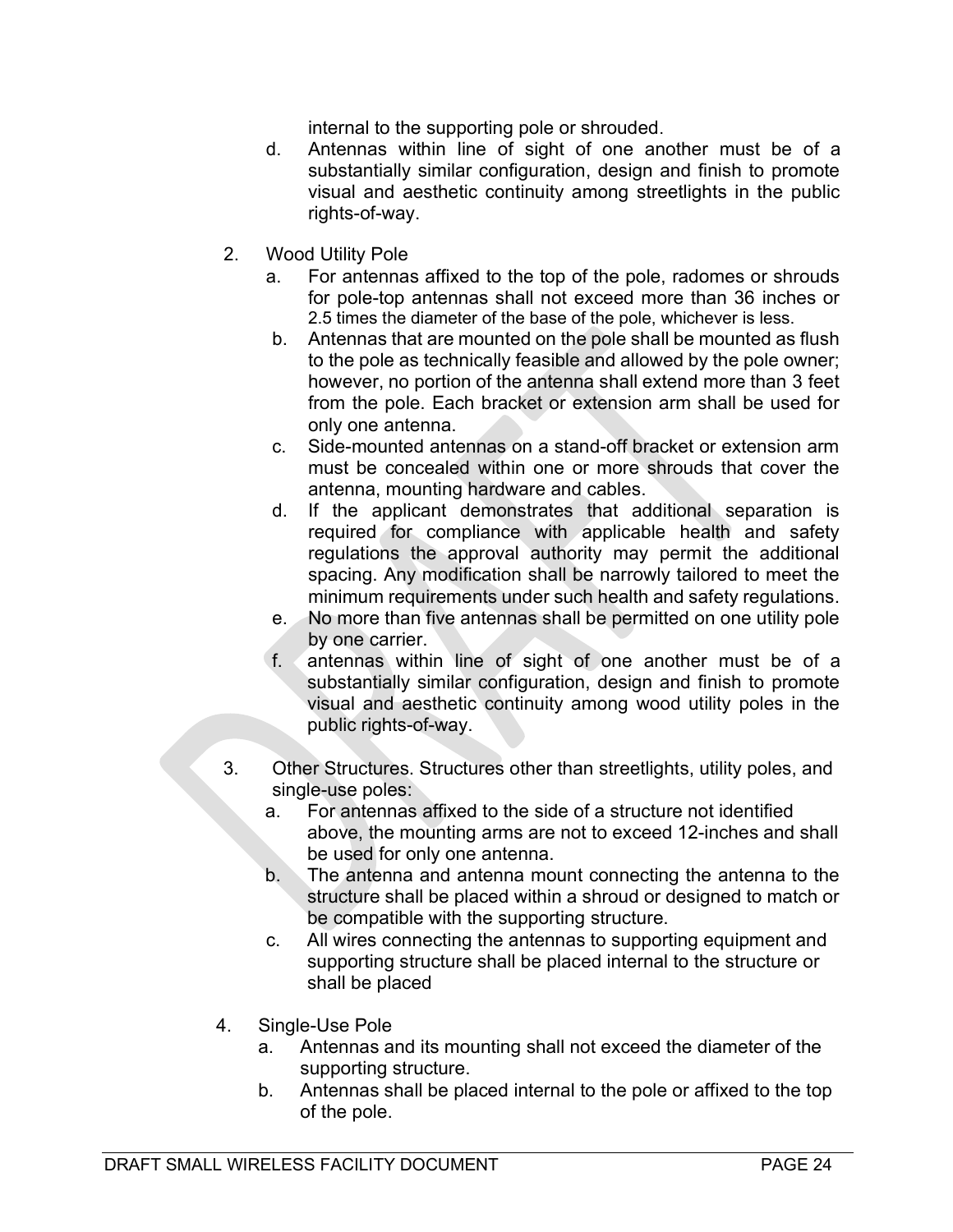internal to the supporting pole or shrouded.

   d. Antennas within line of sight of one another must be of a substantially similar configuration, design and finish to promote visual and aesthetic continuity among streetlights in the public rights-of-way.

2. Wood Utility Pole
   a. For antennas affixed to the top of the pole, radomes or shrouds for pole-top antennas shall not exceed more than 36 inches or 2.5 times the diameter of the base of the pole, whichever is less.
   b. Antennas that are mounted on the pole shall be mounted as flush to the pole as technically feasible and allowed by the pole owner; however, no portion of the antenna shall extend more than 3 feet from the pole. Each bracket or extension arm shall be used for only one antenna.
   c. Side-mounted antennas on a stand-off bracket or extension arm must be concealed within one or more shrouds that cover the antenna, mounting hardware and cables.
   d. If the applicant demonstrates that additional separation is required for compliance with applicable health and safety regulations the approval authority may permit the additional spacing. Any modification shall be narrowly tailored to meet the minimum requirements under such health and safety regulations.
   e. No more than five antennas shall be permitted on one utility pole by one carrier.
   f. antennas within line of sight of one another must be of a substantially similar configuration, design and finish to promote visual and aesthetic continuity among wood utility poles in the public rights-of-way.

3. Other Structures. Structures other than streetlights, utility poles, and single-use poles:
   a. For antennas affixed to the side of a structure not identified above, the mounting arms are not to exceed 12-inches and shall be used for only one antenna.
   b. The antenna and antenna mount connecting the antenna to the structure shall be placed within a shroud or designed to match or be compatible with the supporting structure.
   c. All wires connecting the antennas to supporting equipment and supporting structure shall be placed internal to the structure or shall be placed

4. Single-Use Pole
   a. Antennas and its mounting shall not exceed the diameter of the supporting structure.
   b. Antennas shall be placed internal to the pole or affixed to the top of the pole.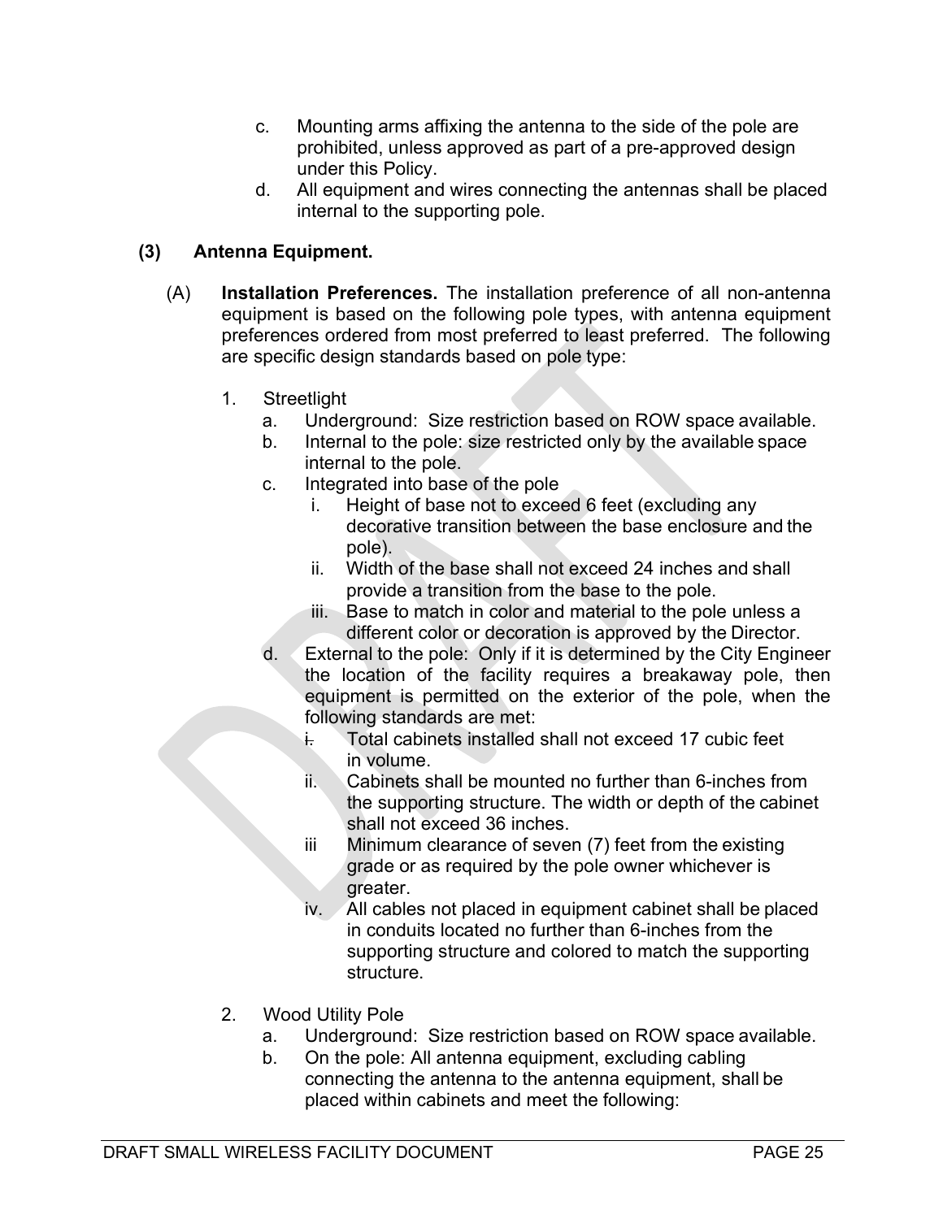c. Mounting arms affixing the antenna to the side of the pole are prohibited, unless approved as part of a pre-approved design under this Policy.

d. All equipment and wires connecting the antennas shall be placed internal to the supporting pole.

### (3) Antenna Equipment.

(A) **Installation Preferences.** The installation preference of all non-antenna equipment is based on the following pole types, with antenna equipment preferences ordered from most preferred to least preferred. The following are specific design standards based on pole type:

1. Streetlight
   - a. Underground: Size restriction based on ROW space available.
   - b. Internal to the pole: size restricted only by the available space internal to the pole.
   - c. Integrated into base of the pole
     - i. Height of base not to exceed 6 feet (excluding any decorative transition between the base enclosure and the pole).
     - ii. Width of the base shall not exceed 24 inches and shall provide a transition from the base to the pole.
     - iii. Base to match in color and material to the pole unless a different color or decoration is approved by the Director.
   - d. External to the pole: Only if it is determined by the City Engineer the location of the facility requires a breakaway pole, then equipment is permitted on the exterior of the pole, when the following standards are met:
     - i. Total cabinets installed shall not exceed 17 cubic feet in volume.
     - ii. Cabinets shall be mounted no further than 6-inches from the supporting structure. The width or depth of the cabinet shall not exceed 36 inches.
     - iii Minimum clearance of seven (7) feet from the existing grade or as required by the pole owner whichever is greater.
     - iv. All cables not placed in equipment cabinet shall be placed in conduits located no further than 6-inches from the supporting structure and colored to match the supporting structure.

2. Wood Utility Pole
   - a. Underground: Size restriction based on ROW space available.
   - b. On the pole: All antenna equipment, excluding cabling connecting the antenna to the antenna equipment, shall be placed within cabinets and meet the following: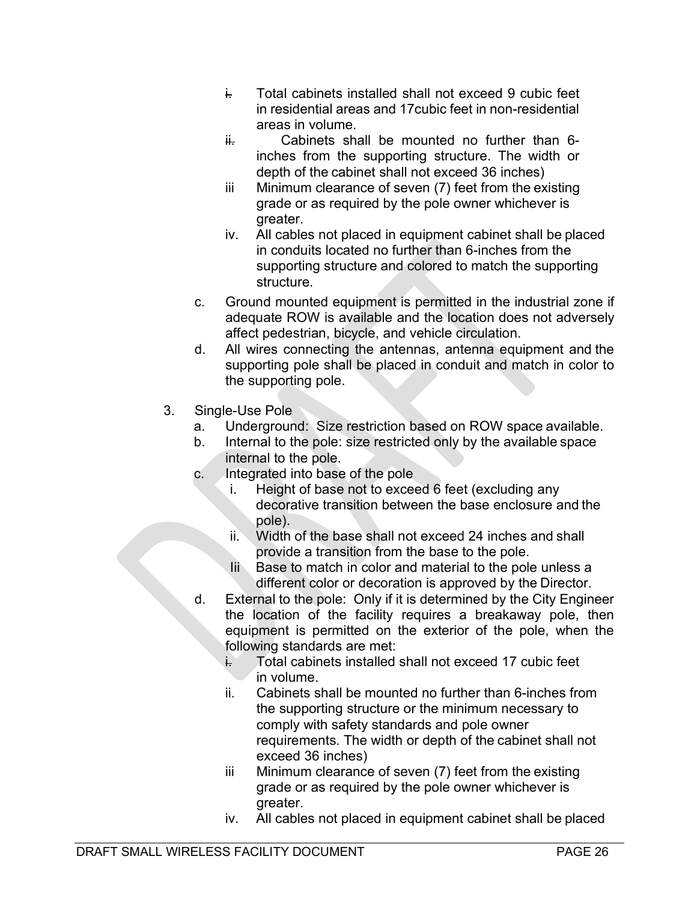i. Total cabinets installed shall not exceed 9 cubic feet in residential areas and 17cubic feet in non-residential areas in volume.
ii. Cabinets shall be mounted no further than 6-inches from the supporting structure. The width or depth of the cabinet shall not exceed 36 inches)
iii Minimum clearance of seven (7) feet from the existing grade or as required by the pole owner whichever is greater.
iv. All cables not placed in equipment cabinet shall be placed in conduits located no further than 6-inches from the supporting structure and colored to match the supporting structure.

c. Ground mounted equipment is permitted in the industrial zone if adequate ROW is available and the location does not adversely affect pedestrian, bicycle, and vehicle circulation.

d. All wires connecting the antennas, antenna equipment and the supporting pole shall be placed in conduit and match in color to the supporting pole.

3. Single-Use Pole
   a. Underground: Size restriction based on ROW space available.
   b. Internal to the pole: size restricted only by the available space internal to the pole.
   c. Integrated into base of the pole
      i. Height of base not to exceed 6 feet (excluding any decorative transition between the base enclosure and the pole).
      ii. Width of the base shall not exceed 24 inches and shall provide a transition from the base to the pole.
      Iii Base to match in color and material to the pole unless a different color or decoration is approved by the Director.
   d. External to the pole: Only if it is determined by the City Engineer the location of the facility requires a breakaway pole, then equipment is permitted on the exterior of the pole, when the following standards are met:
      i. Total cabinets installed shall not exceed 17 cubic feet in volume.
      ii. Cabinets shall be mounted no further than 6-inches from the supporting structure or the minimum necessary to comply with safety standards and pole owner requirements. The width or depth of the cabinet shall not exceed 36 inches)
      iii Minimum clearance of seven (7) feet from the existing grade or as required by the pole owner whichever is greater.
      iv. All cables not placed in equipment cabinet shall be placed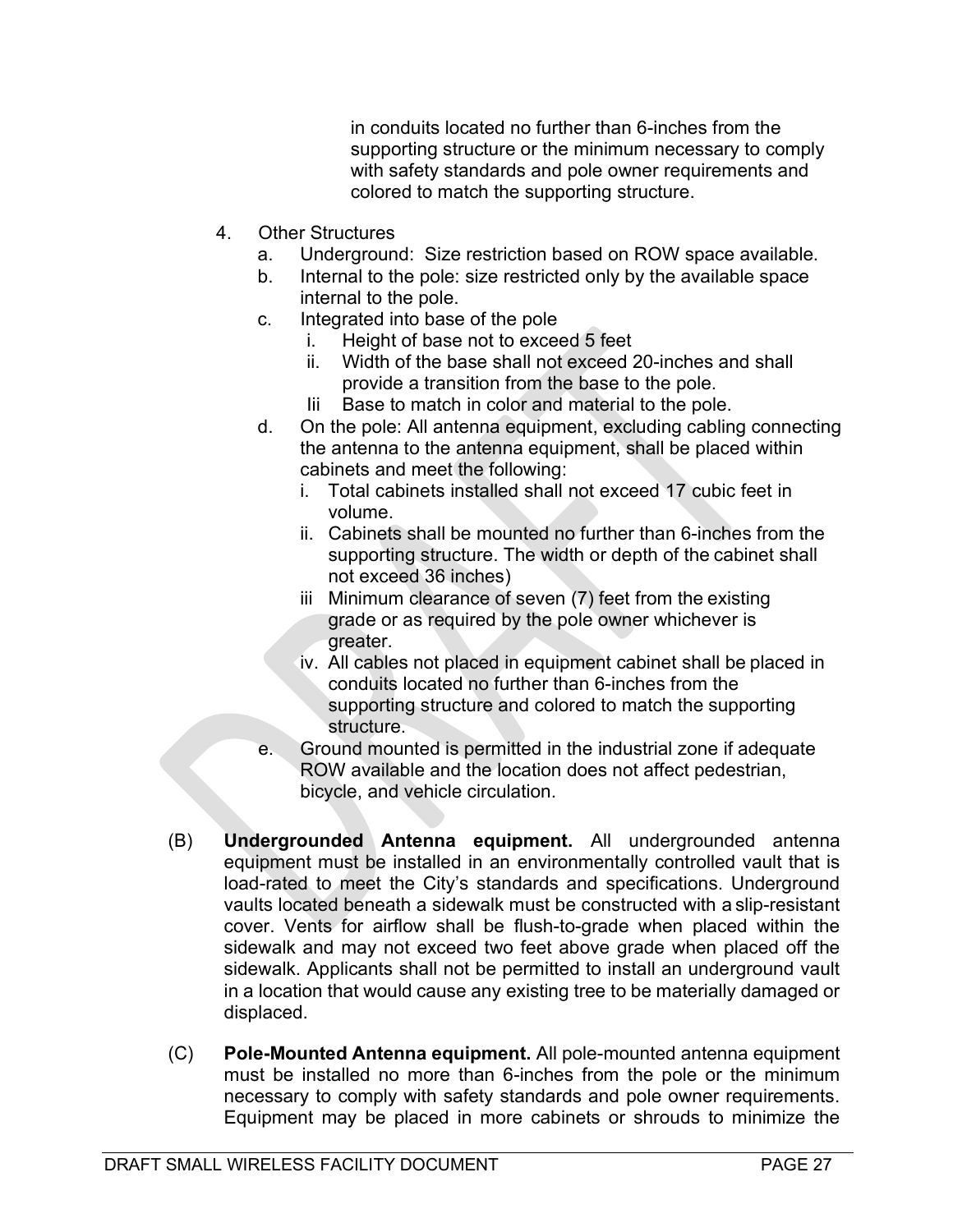in conduits located no further than 6-inches from the supporting structure or the minimum necessary to comply with safety standards and pole owner requirements and colored to match the supporting structure.

4. Other Structures
   a. Underground: Size restriction based on ROW space available.
   b. Internal to the pole: size restricted only by the available space internal to the pole.
   c. Integrated into base of the pole
      i. Height of base not to exceed 5 feet
      ii. Width of the base shall not exceed 20-inches and shall provide a transition from the base to the pole.
      Iii Base to match in color and material to the pole.
   d. On the pole: All antenna equipment, excluding cabling connecting the antenna to the antenna equipment, shall be placed within cabinets and meet the following:
      i. Total cabinets installed shall not exceed 17 cubic feet in volume.
      ii. Cabinets shall be mounted no further than 6-inches from the supporting structure. The width or depth of the cabinet shall not exceed 36 inches)
      iii Minimum clearance of seven (7) feet from the existing grade or as required by the pole owner whichever is greater.
      iv. All cables not placed in equipment cabinet shall be placed in conduits located no further than 6-inches from the supporting structure and colored to match the supporting structure.
   e. Ground mounted is permitted in the industrial zone if adequate ROW available and the location does not affect pedestrian, bicycle, and vehicle circulation.

(B) **Undergrounded Antenna equipment.** All undergrounded antenna equipment must be installed in an environmentally controlled vault that is load-rated to meet the City's standards and specifications. Underground vaults located beneath a sidewalk must be constructed with a slip-resistant cover. Vents for airflow shall be flush-to-grade when placed within the sidewalk and may not exceed two feet above grade when placed off the sidewalk. Applicants shall not be permitted to install an underground vault in a location that would cause any existing tree to be materially damaged or displaced.

(C) **Pole-Mounted Antenna equipment.** All pole-mounted antenna equipment must be installed no more than 6-inches from the pole or the minimum necessary to comply with safety standards and pole owner requirements. Equipment may be placed in more cabinets or shrouds to minimize the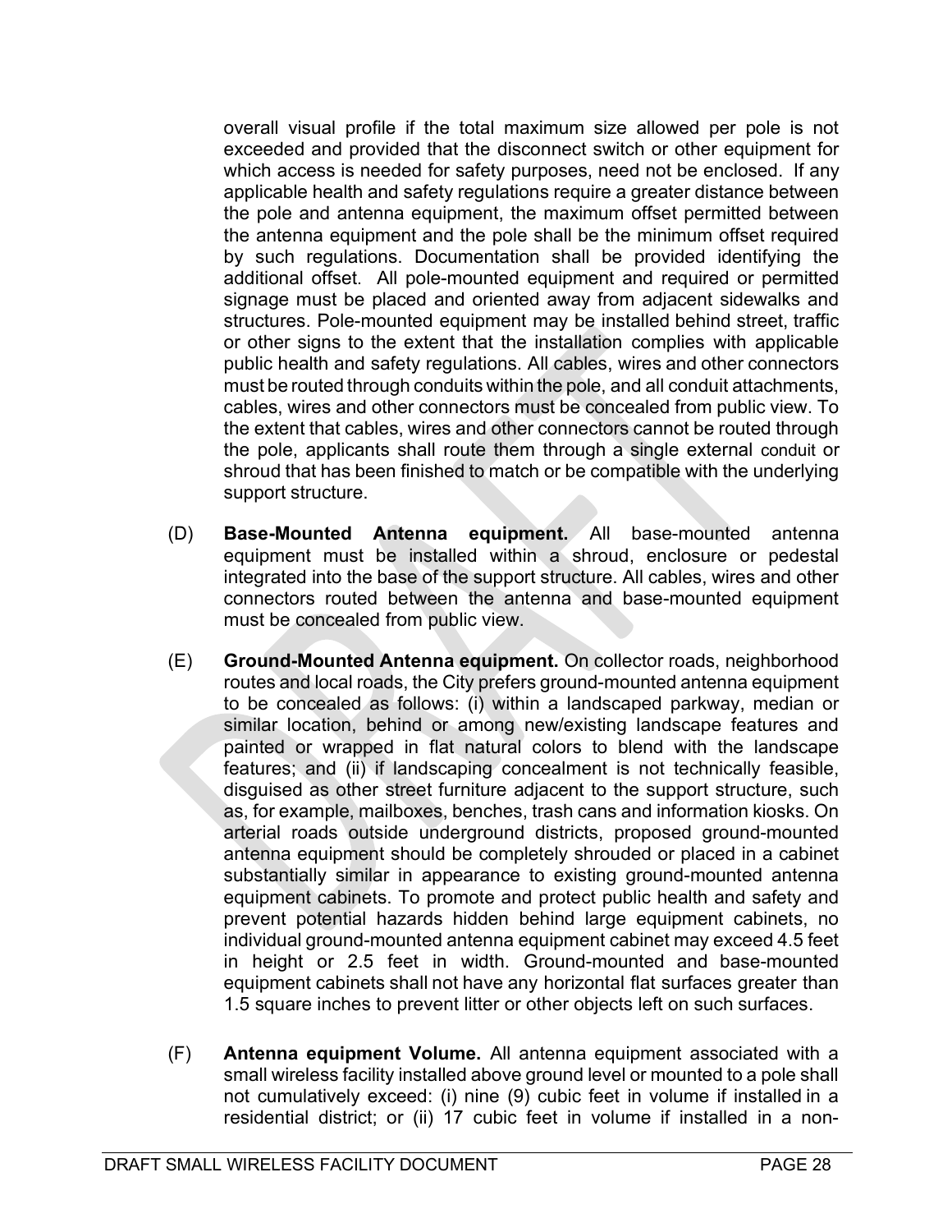overall visual profile if the total maximum size allowed per pole is not exceeded and provided that the disconnect switch or other equipment for which access is needed for safety purposes, need not be enclosed. If any applicable health and safety regulations require a greater distance between the pole and antenna equipment, the maximum offset permitted between the antenna equipment and the pole shall be the minimum offset required by such regulations. Documentation shall be provided identifying the additional offset. All pole-mounted equipment and required or permitted signage must be placed and oriented away from adjacent sidewalks and structures. Pole-mounted equipment may be installed behind street, traffic or other signs to the extent that the installation complies with applicable public health and safety regulations. All cables, wires and other connectors must be routed through conduits within the pole, and all conduit attachments, cables, wires and other connectors must be concealed from public view. To the extent that cables, wires and other connectors cannot be routed through the pole, applicants shall route them through a single external conduit or shroud that has been finished to match or be compatible with the underlying support structure.

(D) **Base-Mounted Antenna equipment.** All base-mounted antenna equipment must be installed within a shroud, enclosure or pedestal integrated into the base of the support structure. All cables, wires and other connectors routed between the antenna and base-mounted equipment must be concealed from public view.

(E) **Ground-Mounted Antenna equipment.** On collector roads, neighborhood routes and local roads, the City prefers ground-mounted antenna equipment to be concealed as follows: (i) within a landscaped parkway, median or similar location, behind or among new/existing landscape features and painted or wrapped in flat natural colors to blend with the landscape features; and (ii) if landscaping concealment is not technically feasible, disguised as other street furniture adjacent to the support structure, such as, for example, mailboxes, benches, trash cans and information kiosks. On arterial roads outside underground districts, proposed ground-mounted antenna equipment should be completely shrouded or placed in a cabinet substantially similar in appearance to existing ground-mounted antenna equipment cabinets. To promote and protect public health and safety and prevent potential hazards hidden behind large equipment cabinets, no individual ground-mounted antenna equipment cabinet may exceed 4.5 feet in height or 2.5 feet in width. Ground-mounted and base-mounted equipment cabinets shall not have any horizontal flat surfaces greater than 1.5 square inches to prevent litter or other objects left on such surfaces.

(F) **Antenna equipment Volume.** All antenna equipment associated with a small wireless facility installed above ground level or mounted to a pole shall not cumulatively exceed: (i) nine (9) cubic feet in volume if installed in a residential district; or (ii) 17 cubic feet in volume if installed in a non-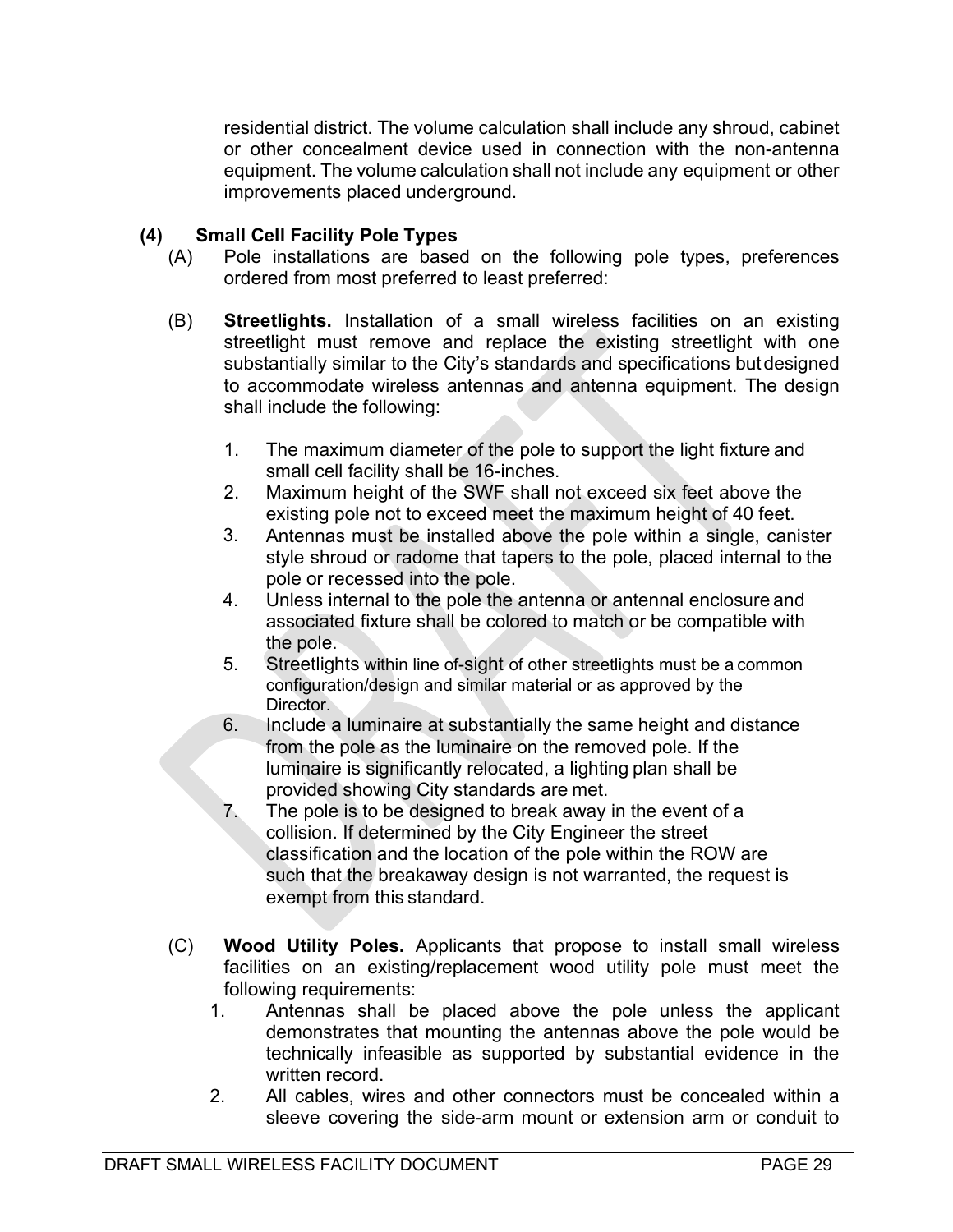residential district. The volume calculation shall include any shroud, cabinet or other concealment device used in connection with the non-antenna equipment. The volume calculation shall not include any equipment or other improvements placed underground.

**(4) Small Cell Facility Pole Types**

(A) Pole installations are based on the following pole types, preferences ordered from most preferred to least preferred:

(B) **Streetlights.** Installation of a small wireless facilities on an existing streetlight must remove and replace the existing streetlight with one substantially similar to the City's standards and specifications but designed to accommodate wireless antennas and antenna equipment. The design shall include the following:

1. The maximum diameter of the pole to support the light fixture and small cell facility shall be 16-inches.
2. Maximum height of the SWF shall not exceed six feet above the existing pole not to exceed meet the maximum height of 40 feet.
3. Antennas must be installed above the pole within a single, canister style shroud or radome that tapers to the pole, placed internal to the pole or recessed into the pole.
4. Unless internal to the pole the antenna or antennal enclosure and associated fixture shall be colored to match or be compatible with the pole.
5. Streetlights within line of-sight of other streetlights must be a common configuration/design and similar material or as approved by the Director.
6. Include a luminaire at substantially the same height and distance from the pole as the luminaire on the removed pole. If the luminaire is significantly relocated, a lighting plan shall be provided showing City standards are met.
7. The pole is to be designed to break away in the event of a collision. If determined by the City Engineer the street classification and the location of the pole within the ROW are such that the breakaway design is not warranted, the request is exempt from this standard.

(C) **Wood Utility Poles.** Applicants that propose to install small wireless facilities on an existing/replacement wood utility pole must meet the following requirements:

1. Antennas shall be placed above the pole unless the applicant demonstrates that mounting the antennas above the pole would be technically infeasible as supported by substantial evidence in the written record.
2. All cables, wires and other connectors must be concealed within a sleeve covering the side-arm mount or extension arm or conduit to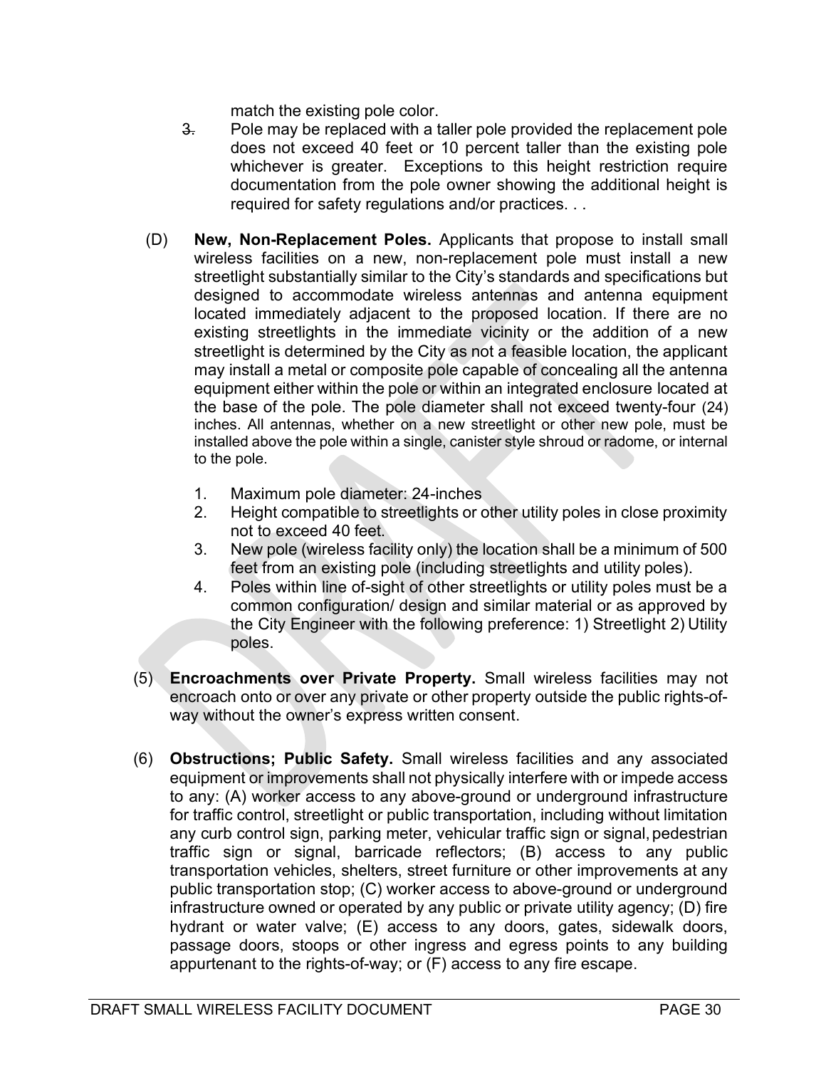match the existing pole color.

3. Pole may be replaced with a taller pole provided the replacement pole does not exceed 40 feet or 10 percent taller than the existing pole whichever is greater. Exceptions to this height restriction require documentation from the pole owner showing the additional height is required for safety regulations and/or practices. . .

(D) **New, Non-Replacement Poles.** Applicants that propose to install small wireless facilities on a new, non-replacement pole must install a new streetlight substantially similar to the City's standards and specifications but designed to accommodate wireless antennas and antenna equipment located immediately adjacent to the proposed location. If there are no existing streetlights in the immediate vicinity or the addition of a new streetlight is determined by the City as not a feasible location, the applicant may install a metal or composite pole capable of concealing all the antenna equipment either within the pole or within an integrated enclosure located at the base of the pole. The pole diameter shall not exceed twenty-four (24) inches. All antennas, whether on a new streetlight or other new pole, must be installed above the pole within a single, canister style shroud or radome, or internal to the pole.

1. Maximum pole diameter: 24-inches
2. Height compatible to streetlights or other utility poles in close proximity not to exceed 40 feet.
3. New pole (wireless facility only) the location shall be a minimum of 500 feet from an existing pole (including streetlights and utility poles).
4. Poles within line of-sight of other streetlights or utility poles must be a common configuration/ design and similar material or as approved by the City Engineer with the following preference: 1) Streetlight 2) Utility poles.

(5) **Encroachments over Private Property.** Small wireless facilities may not encroach onto or over any private or other property outside the public rights-of-way without the owner's express written consent.

(6) **Obstructions; Public Safety.** Small wireless facilities and any associated equipment or improvements shall not physically interfere with or impede access to any: (A) worker access to any above-ground or underground infrastructure for traffic control, streetlight or public transportation, including without limitation any curb control sign, parking meter, vehicular traffic sign or signal, pedestrian traffic sign or signal, barricade reflectors; (B) access to any public transportation vehicles, shelters, street furniture or other improvements at any public transportation stop; (C) worker access to above-ground or underground infrastructure owned or operated by any public or private utility agency; (D) fire hydrant or water valve; (E) access to any doors, gates, sidewalk doors, passage doors, stoops or other ingress and egress points to any building appurtenant to the rights-of-way; or (F) access to any fire escape.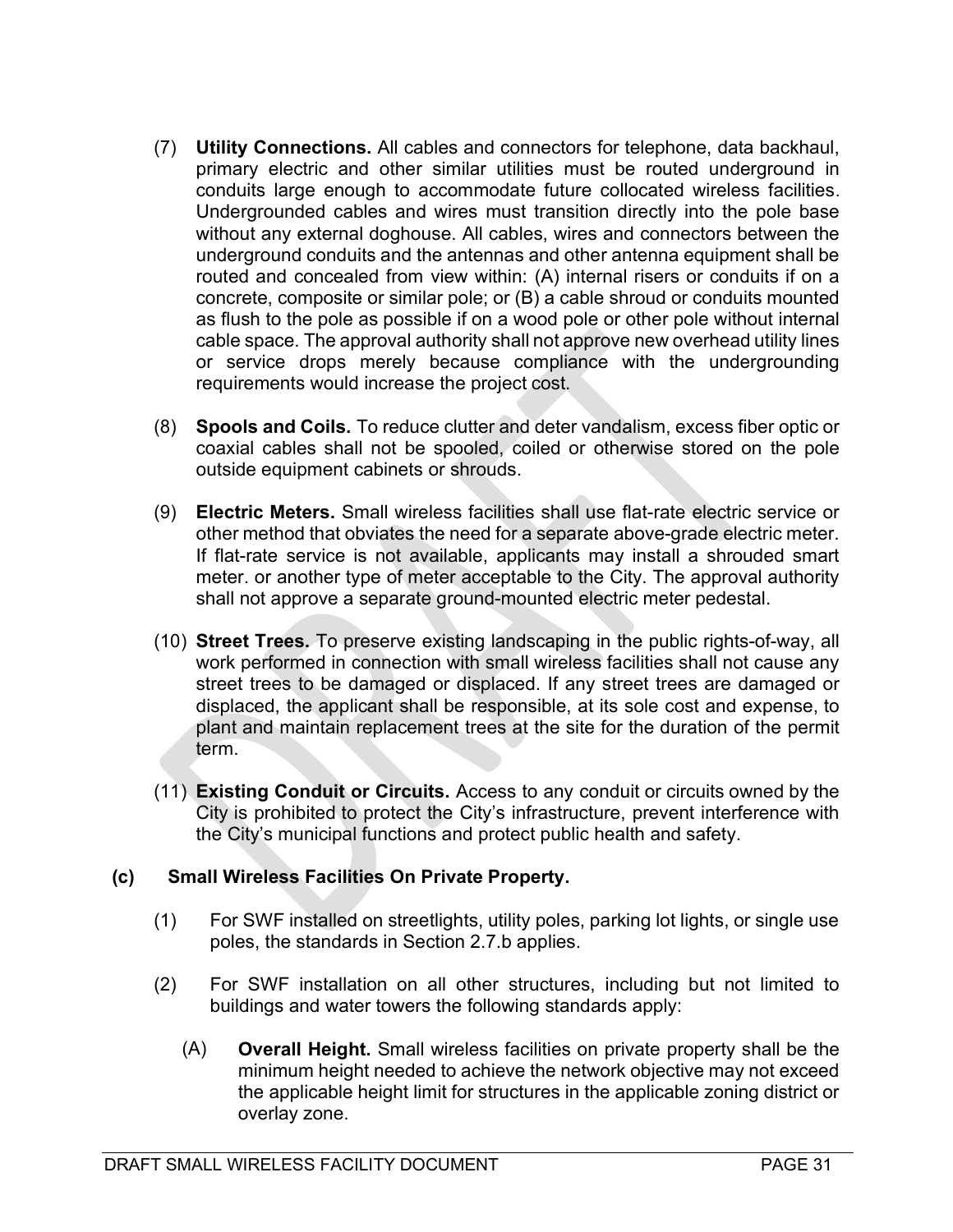(7) **Utility Connections.** All cables and connectors for telephone, data backhaul, primary electric and other similar utilities must be routed underground in conduits large enough to accommodate future collocated wireless facilities. Undergrounded cables and wires must transition directly into the pole base without any external doghouse. All cables, wires and connectors between the underground conduits and the antennas and other antenna equipment shall be routed and concealed from view within: (A) internal risers or conduits if on a concrete, composite or similar pole; or (B) a cable shroud or conduits mounted as flush to the pole as possible if on a wood pole or other pole without internal cable space. The approval authority shall not approve new overhead utility lines or service drops merely because compliance with the undergrounding requirements would increase the project cost.

(8) **Spools and Coils.** To reduce clutter and deter vandalism, excess fiber optic or coaxial cables shall not be spooled, coiled or otherwise stored on the pole outside equipment cabinets or shrouds.

(9) **Electric Meters.** Small wireless facilities shall use flat-rate electric service or other method that obviates the need for a separate above-grade electric meter. If flat-rate service is not available, applicants may install a shrouded smart meter. or another type of meter acceptable to the City. The approval authority shall not approve a separate ground-mounted electric meter pedestal.

(10) **Street Trees.** To preserve existing landscaping in the public rights-of-way, all work performed in connection with small wireless facilities shall not cause any street trees to be damaged or displaced. If any street trees are damaged or displaced, the applicant shall be responsible, at its sole cost and expense, to plant and maintain replacement trees at the site for the duration of the permit term.

(11) **Existing Conduit or Circuits.** Access to any conduit or circuits owned by the City is prohibited to protect the City's infrastructure, prevent interference with the City's municipal functions and protect public health and safety.

**(c) Small Wireless Facilities On Private Property.**

(1) For SWF installed on streetlights, utility poles, parking lot lights, or single use poles, the standards in Section 2.7.b applies.

(2) For SWF installation on all other structures, including but not limited to buildings and water towers the following standards apply:

(A) **Overall Height.** Small wireless facilities on private property shall be the minimum height needed to achieve the network objective may not exceed the applicable height limit for structures in the applicable zoning district or overlay zone.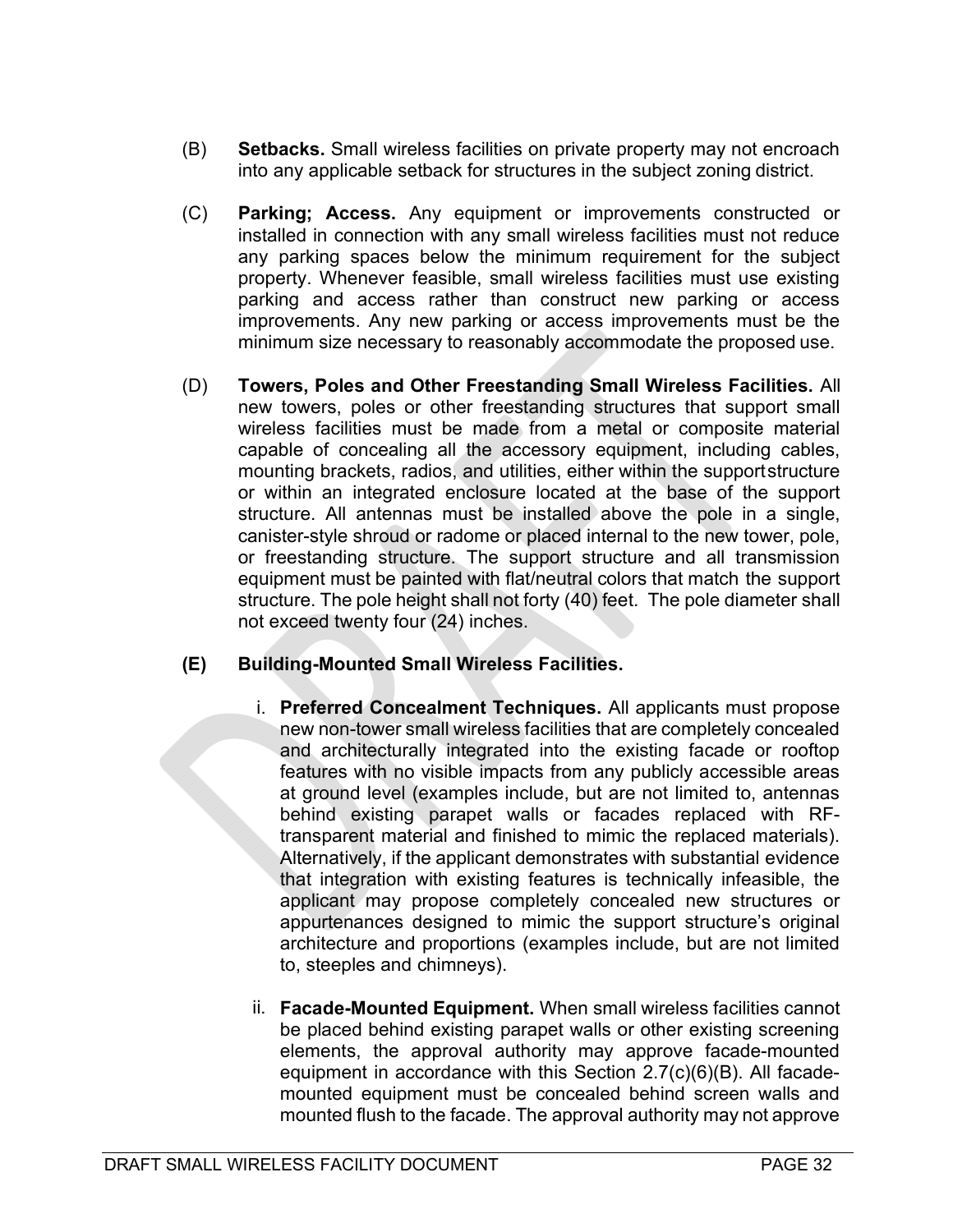(B) **Setbacks.** Small wireless facilities on private property may not encroach into any applicable setback for structures in the subject zoning district.

(C) **Parking; Access.** Any equipment or improvements constructed or installed in connection with any small wireless facilities must not reduce any parking spaces below the minimum requirement for the subject property. Whenever feasible, small wireless facilities must use existing parking and access rather than construct new parking or access improvements. Any new parking or access improvements must be the minimum size necessary to reasonably accommodate the proposed use.

(D) **Towers, Poles and Other Freestanding Small Wireless Facilities.** All new towers, poles or other freestanding structures that support small wireless facilities must be made from a metal or composite material capable of concealing all the accessory equipment, including cables, mounting brackets, radios, and utilities, either within the support structure or within an integrated enclosure located at the base of the support structure. All antennas must be installed above the pole in a single, canister-style shroud or radome or placed internal to the new tower, pole, or freestanding structure. The support structure and all transmission equipment must be painted with flat/neutral colors that match the support structure. The pole height shall not forty (40) feet. The pole diameter shall not exceed twenty four (24) inches.

**(E) Building-Mounted Small Wireless Facilities.**

i. **Preferred Concealment Techniques.** All applicants must propose new non-tower small wireless facilities that are completely concealed and architecturally integrated into the existing facade or rooftop features with no visible impacts from any publicly accessible areas at ground level (examples include, but are not limited to, antennas behind existing parapet walls or facades replaced with RF-transparent material and finished to mimic the replaced materials). Alternatively, if the applicant demonstrates with substantial evidence that integration with existing features is technically infeasible, the applicant may propose completely concealed new structures or appurtenances designed to mimic the support structure's original architecture and proportions (examples include, but are not limited to, steeples and chimneys).

ii. **Facade-Mounted Equipment.** When small wireless facilities cannot be placed behind existing parapet walls or other existing screening elements, the approval authority may approve facade-mounted equipment in accordance with this Section 2.7(c)(6)(B). All facade-mounted equipment must be concealed behind screen walls and mounted flush to the facade. The approval authority may not approve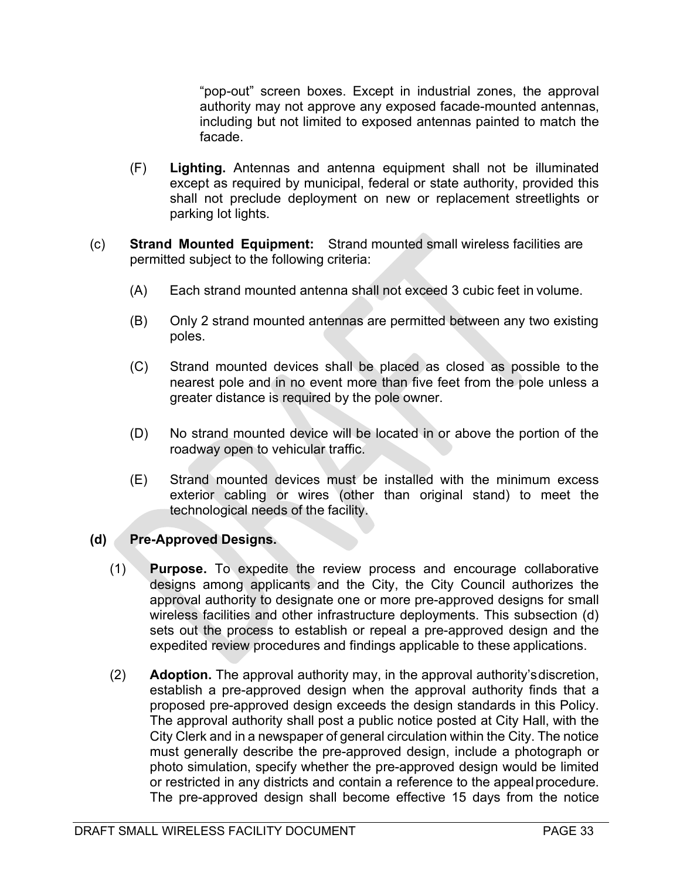"pop-out" screen boxes. Except in industrial zones, the approval authority may not approve any exposed facade-mounted antennas, including but not limited to exposed antennas painted to match the facade.

(F) **Lighting.** Antennas and antenna equipment shall not be illuminated except as required by municipal, federal or state authority, provided this shall not preclude deployment on new or replacement streetlights or parking lot lights.

(c) **Strand Mounted Equipment:** Strand mounted small wireless facilities are permitted subject to the following criteria:

(A) Each strand mounted antenna shall not exceed 3 cubic feet in volume.

(B) Only 2 strand mounted antennas are permitted between any two existing poles.

(C) Strand mounted devices shall be placed as closed as possible to the nearest pole and in no event more than five feet from the pole unless a greater distance is required by the pole owner.

(D) No strand mounted device will be located in or above the portion of the roadway open to vehicular traffic.

(E) Strand mounted devices must be installed with the minimum excess exterior cabling or wires (other than original stand) to meet the technological needs of the facility.

**(d) Pre-Approved Designs.**

(1) **Purpose.** To expedite the review process and encourage collaborative designs among applicants and the City, the City Council authorizes the approval authority to designate one or more pre-approved designs for small wireless facilities and other infrastructure deployments. This subsection (d) sets out the process to establish or repeal a pre-approved design and the expedited review procedures and findings applicable to these applications.

(2) **Adoption.** The approval authority may, in the approval authority's discretion, establish a pre-approved design when the approval authority finds that a proposed pre-approved design exceeds the design standards in this Policy. The approval authority shall post a public notice posted at City Hall, with the City Clerk and in a newspaper of general circulation within the City. The notice must generally describe the pre-approved design, include a photograph or photo simulation, specify whether the pre-approved design would be limited or restricted in any districts and contain a reference to the appeal procedure. The pre-approved design shall become effective 15 days from the notice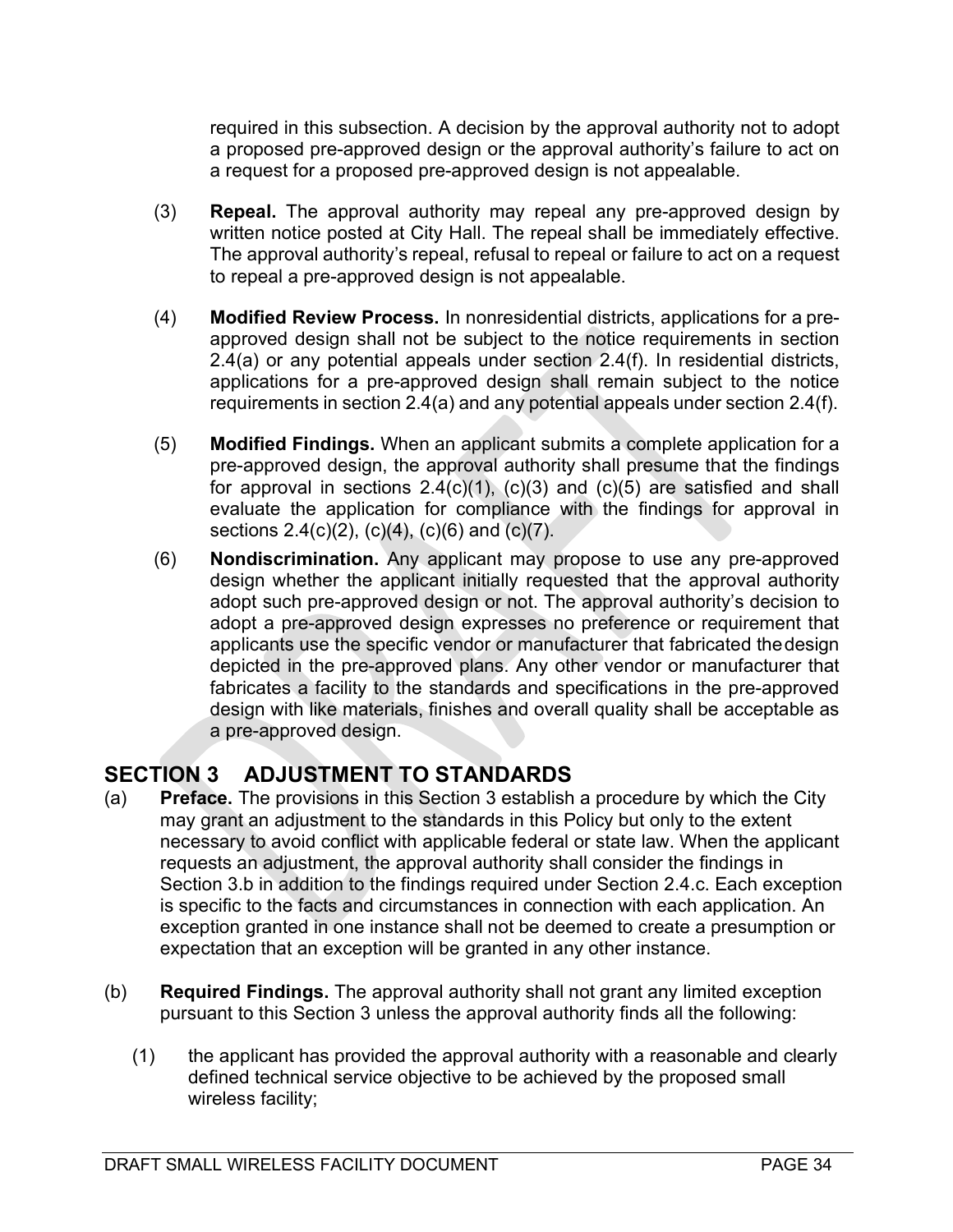required in this subsection. A decision by the approval authority not to adopt a proposed pre-approved design or the approval authority's failure to act on a request for a proposed pre-approved design is not appealable.

(3) **Repeal.** The approval authority may repeal any pre-approved design by written notice posted at City Hall. The repeal shall be immediately effective. The approval authority's repeal, refusal to repeal or failure to act on a request to repeal a pre-approved design is not appealable.

(4) **Modified Review Process.** In nonresidential districts, applications for a pre-approved design shall not be subject to the notice requirements in section 2.4(a) or any potential appeals under section 2.4(f). In residential districts, applications for a pre-approved design shall remain subject to the notice requirements in section 2.4(a) and any potential appeals under section 2.4(f).

(5) **Modified Findings.** When an applicant submits a complete application for a pre-approved design, the approval authority shall presume that the findings for approval in sections 2.4(c)(1), (c)(3) and (c)(5) are satisfied and shall evaluate the application for compliance with the findings for approval in sections 2.4(c)(2), (c)(4), (c)(6) and (c)(7).

(6) **Nondiscrimination.** Any applicant may propose to use any pre-approved design whether the applicant initially requested that the approval authority adopt such pre-approved design or not. The approval authority's decision to adopt a pre-approved design expresses no preference or requirement that applicants use the specific vendor or manufacturer that fabricated the design depicted in the pre-approved plans. Any other vendor or manufacturer that fabricates a facility to the standards and specifications in the pre-approved design with like materials, finishes and overall quality shall be acceptable as a pre-approved design.

## SECTION 3 ADJUSTMENT TO STANDARDS

(a) **Preface.** The provisions in this Section 3 establish a procedure by which the City may grant an adjustment to the standards in this Policy but only to the extent necessary to avoid conflict with applicable federal or state law. When the applicant requests an adjustment, the approval authority shall consider the findings in Section 3.b in addition to the findings required under Section 2.4.c. Each exception is specific to the facts and circumstances in connection with each application. An exception granted in one instance shall not be deemed to create a presumption or expectation that an exception will be granted in any other instance.

(b) **Required Findings.** The approval authority shall not grant any limited exception pursuant to this Section 3 unless the approval authority finds all the following:

(1) the applicant has provided the approval authority with a reasonable and clearly defined technical service objective to be achieved by the proposed small wireless facility;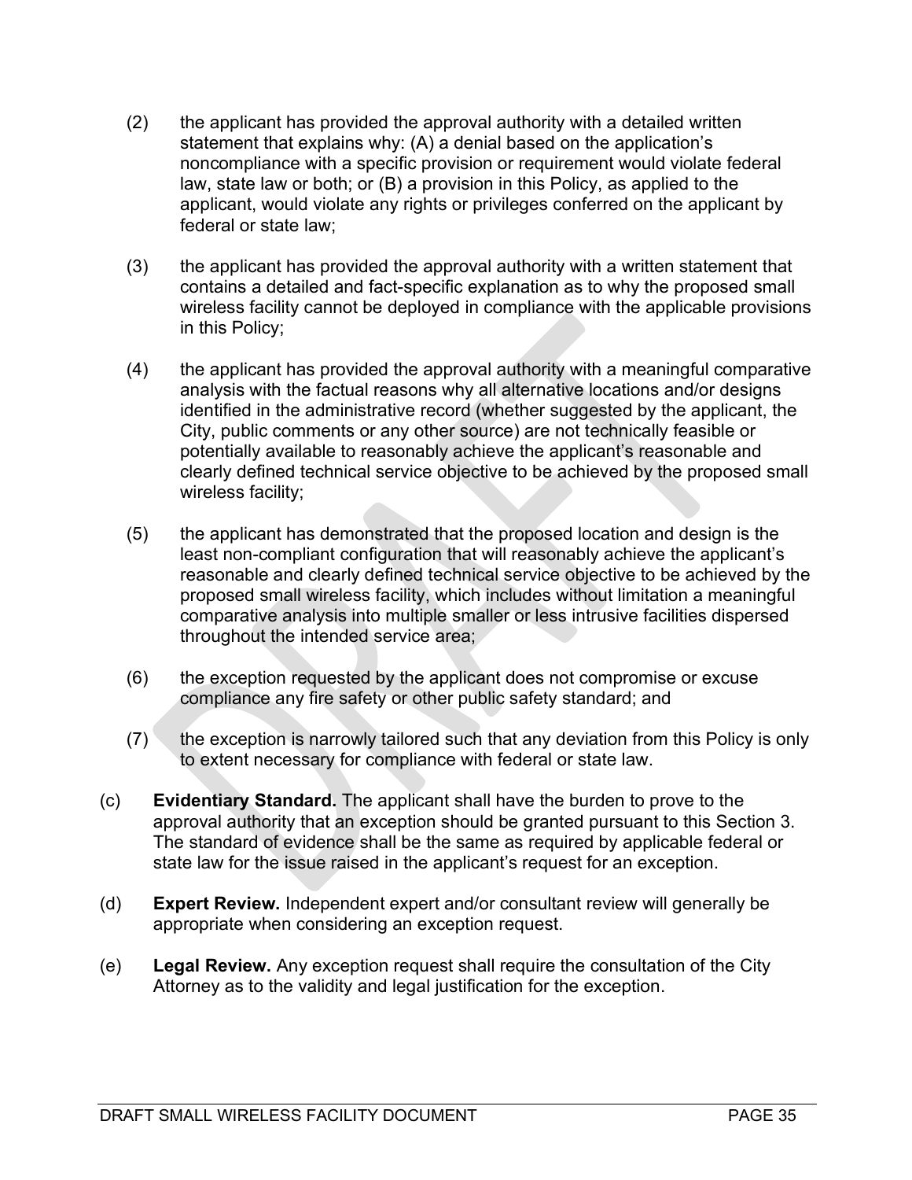(2) the applicant has provided the approval authority with a detailed written statement that explains why: (A) a denial based on the application's noncompliance with a specific provision or requirement would violate federal law, state law or both; or (B) a provision in this Policy, as applied to the applicant, would violate any rights or privileges conferred on the applicant by federal or state law;

(3) the applicant has provided the approval authority with a written statement that contains a detailed and fact-specific explanation as to why the proposed small wireless facility cannot be deployed in compliance with the applicable provisions in this Policy;

(4) the applicant has provided the approval authority with a meaningful comparative analysis with the factual reasons why all alternative locations and/or designs identified in the administrative record (whether suggested by the applicant, the City, public comments or any other source) are not technically feasible or potentially available to reasonably achieve the applicant's reasonable and clearly defined technical service objective to be achieved by the proposed small wireless facility;

(5) the applicant has demonstrated that the proposed location and design is the least non-compliant configuration that will reasonably achieve the applicant's reasonable and clearly defined technical service objective to be achieved by the proposed small wireless facility, which includes without limitation a meaningful comparative analysis into multiple smaller or less intrusive facilities dispersed throughout the intended service area;

(6) the exception requested by the applicant does not compromise or excuse compliance any fire safety or other public safety standard; and

(7) the exception is narrowly tailored such that any deviation from this Policy is only to extent necessary for compliance with federal or state law.

(c) **Evidentiary Standard.** The applicant shall have the burden to prove to the approval authority that an exception should be granted pursuant to this Section 3. The standard of evidence shall be the same as required by applicable federal or state law for the issue raised in the applicant's request for an exception.

(d) **Expert Review.** Independent expert and/or consultant review will generally be appropriate when considering an exception request.

(e) **Legal Review.** Any exception request shall require the consultation of the City Attorney as to the validity and legal justification for the exception.